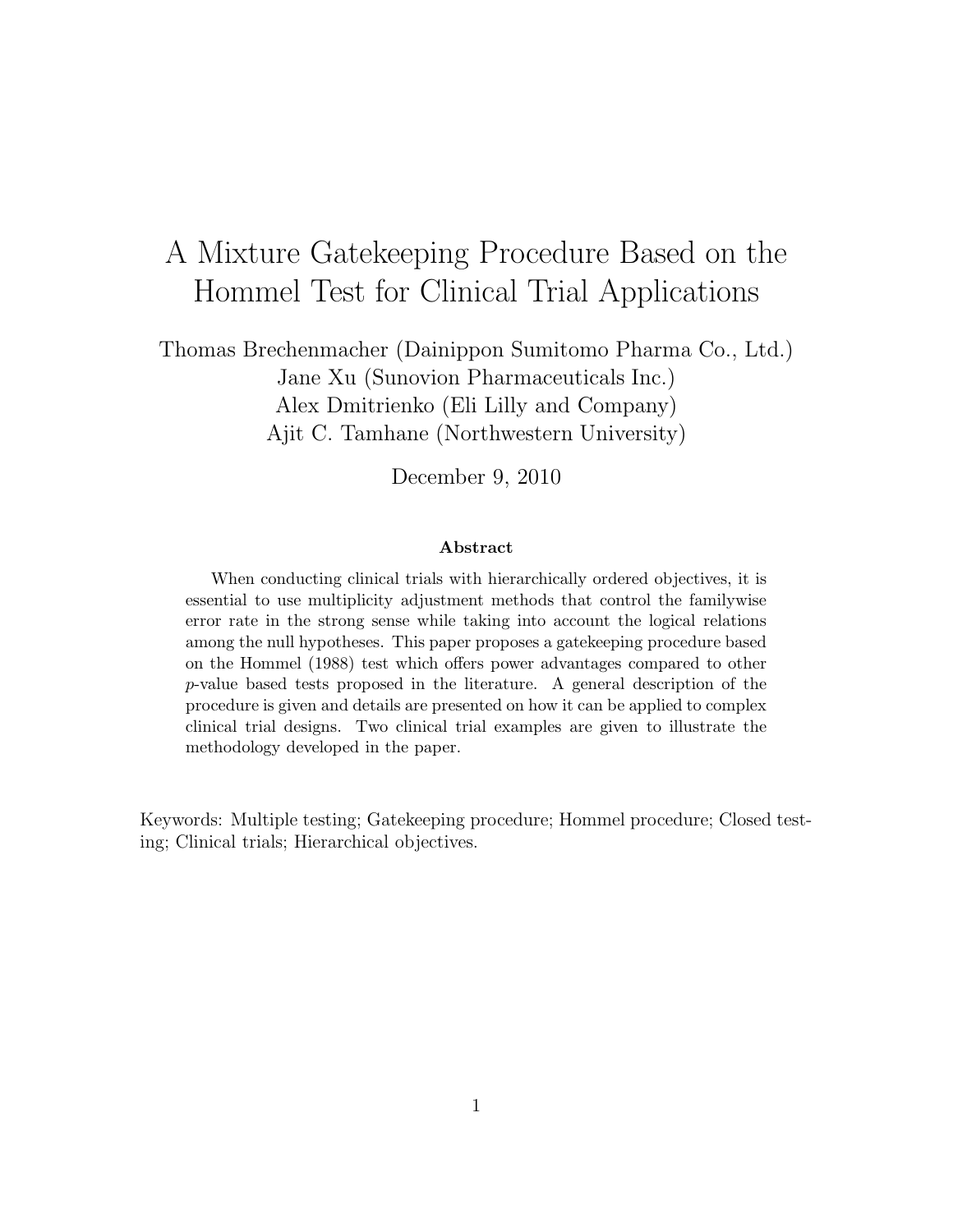# A Mixture Gatekeeping Procedure Based on the Hommel Test for Clinical Trial Applications

Thomas Brechenmacher (Dainippon Sumitomo Pharma Co., Ltd.)
Jane Xu (Sunovion Pharmaceuticals Inc.)
Alex Dmitrienko (Eli Lilly and Company)
Ajit C. Tamhane (Northwestern University)

December 9, 2010

### Abstract

When conducting clinical trials with hierarchically ordered objectives, it is essential to use multiplicity adjustment methods that control the familywise error rate in the strong sense while taking into account the logical relations among the null hypotheses. This paper proposes a gatekeeping procedure based on the Hommel (1988) test which offers power advantages compared to other $p$-value based tests proposed in the literature. A general description of the procedure is given and details are presented on how it can be applied to complex clinical trial designs. Two clinical trial examples are given to illustrate the methodology developed in the paper.

Keywords: Multiple testing; Gatekeeping procedure; Hommel procedure; Closed testing; Clinical trials; Hierarchical objectives.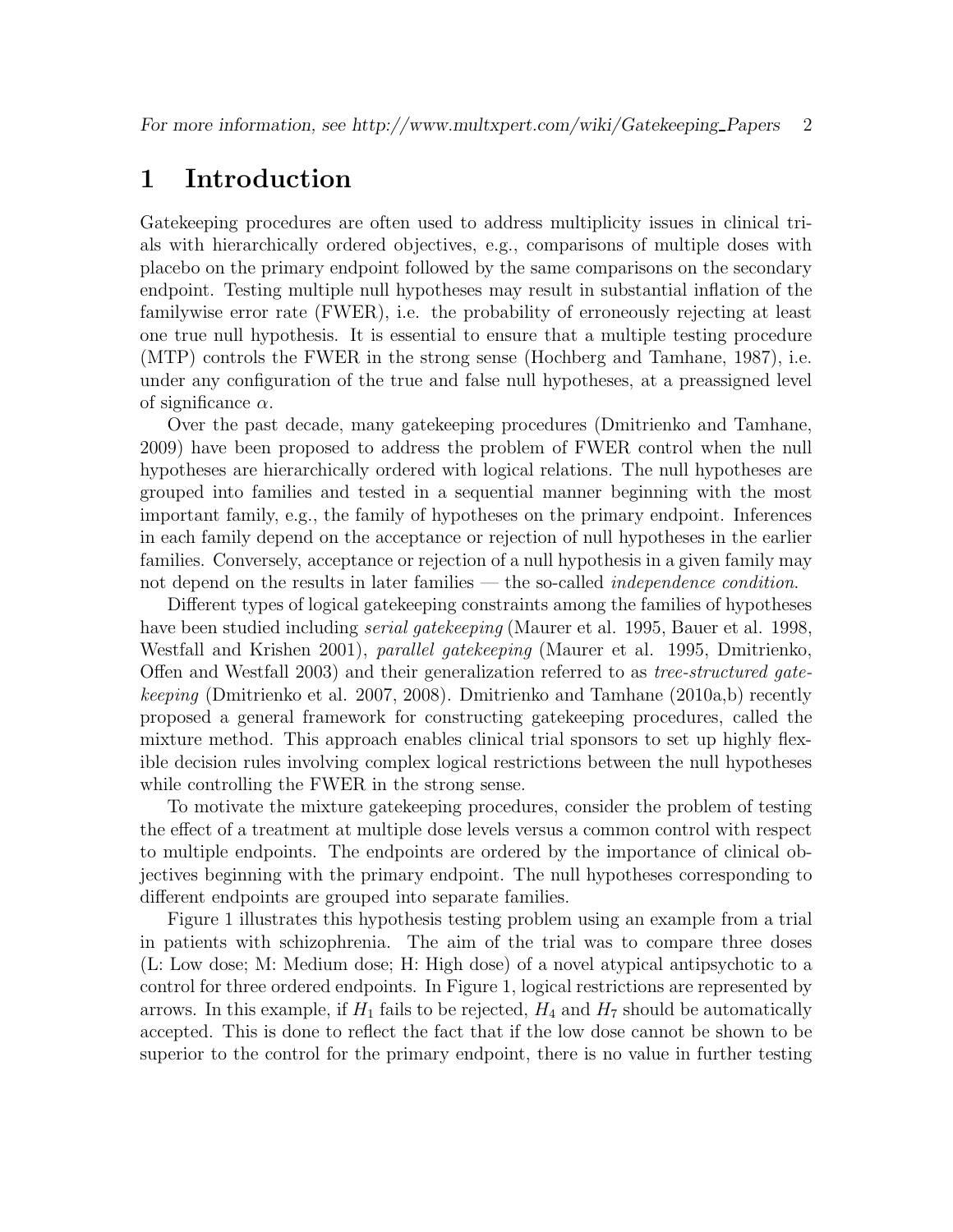# 1 Introduction

Gatekeeping procedures are often used to address multiplicity issues in clinical trials with hierarchically ordered objectives, e.g., comparisons of multiple doses with placebo on the primary endpoint followed by the same comparisons on the secondary endpoint. Testing multiple null hypotheses may result in substantial inflation of the familywise error rate (FWER), i.e. the probability of erroneously rejecting at least one true null hypothesis. It is essential to ensure that a multiple testing procedure (MTP) controls the FWER in the strong sense (Hochberg and Tamhane, 1987), i.e. under any configuration of the true and false null hypotheses, at a preassigned level of significance $\alpha$.

Over the past decade, many gatekeeping procedures (Dmitrienko and Tamhane, 2009) have been proposed to address the problem of FWER control when the null hypotheses are hierarchically ordered with logical relations. The null hypotheses are grouped into families and tested in a sequential manner beginning with the most important family, e.g., the family of hypotheses on the primary endpoint. Inferences in each family depend on the acceptance or rejection of null hypotheses in the earlier families. Conversely, acceptance or rejection of a null hypothesis in a given family may not depend on the results in later families — the so-called *independence condition*.

Different types of logical gatekeeping constraints among the families of hypotheses have been studied including *serial gatekeeping* (Maurer et al. 1995, Bauer et al. 1998, Westfall and Krishen 2001), *parallel gatekeeping* (Maurer et al. 1995, Dmitrienko, Offen and Westfall 2003) and their generalization referred to as *tree-structured gatekeeping* (Dmitrienko et al. 2007, 2008). Dmitrienko and Tamhane (2010a,b) recently proposed a general framework for constructing gatekeeping procedures, called the mixture method. This approach enables clinical trial sponsors to set up highly flexible decision rules involving complex logical restrictions between the null hypotheses while controlling the FWER in the strong sense.

To motivate the mixture gatekeeping procedures, consider the problem of testing the effect of a treatment at multiple dose levels versus a common control with respect to multiple endpoints. The endpoints are ordered by the importance of clinical objectives beginning with the primary endpoint. The null hypotheses corresponding to different endpoints are grouped into separate families.

Figure 1 illustrates this hypothesis testing problem using an example from a trial in patients with schizophrenia. The aim of the trial was to compare three doses (L: Low dose; M: Medium dose; H: High dose) of a novel atypical antipsychotic to a control for three ordered endpoints. In Figure 1, logical restrictions are represented by arrows. In this example, if $H_1$ fails to be rejected, $H_4$ and $H_7$ should be automatically accepted. This is done to reflect the fact that if the low dose cannot be shown to be superior to the control for the primary endpoint, there is no value in further testing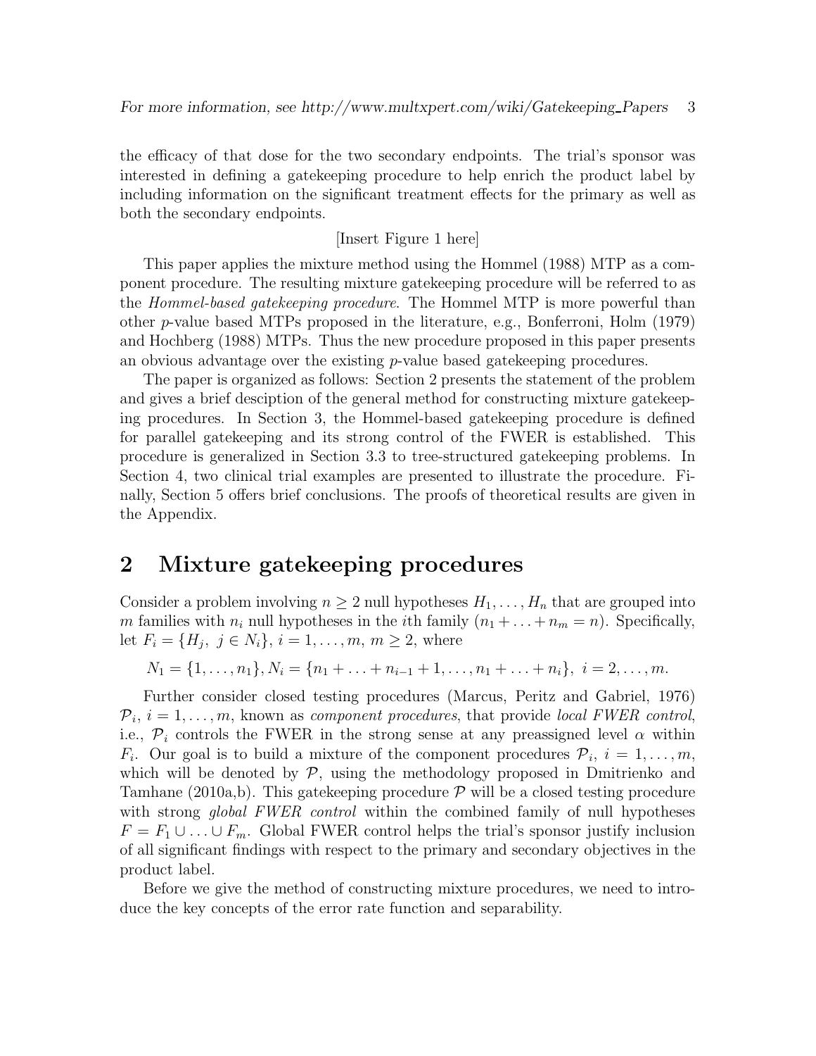the efficacy of that dose for the two secondary endpoints. The trial's sponsor was interested in defining a gatekeeping procedure to help enrich the product label by including information on the significant treatment effects for the primary as well as both the secondary endpoints.

[Insert Figure 1 here]

This paper applies the mixture method using the Hommel (1988) MTP as a component procedure. The resulting mixture gatekeeping procedure will be referred to as the *Hommel-based gatekeeping procedure*. The Hommel MTP is more powerful than other $p$-value based MTPs proposed in the literature, e.g., Bonferroni, Holm (1979) and Hochberg (1988) MTPs. Thus the new procedure proposed in this paper presents an obvious advantage over the existing $p$-value based gatekeeping procedures.

The paper is organized as follows: Section 2 presents the statement of the problem and gives a brief desciption of the general method for constructing mixture gatekeeping procedures. In Section 3, the Hommel-based gatekeeping procedure is defined for parallel gatekeeping and its strong control of the FWER is established. This procedure is generalized in Section 3.3 to tree-structured gatekeeping problems. In Section 4, two clinical trial examples are presented to illustrate the procedure. Finally, Section 5 offers brief conclusions. The proofs of theoretical results are given in the Appendix.

## 2 Mixture gatekeeping procedures

Consider a problem involving $n \geq 2$ null hypotheses $H_1, \ldots, H_n$ that are grouped into $m$ families with $n_i$ null hypotheses in the $i$th family ($n_1 + \ldots + n_m = n$). Specifically, let $F_i = \{H_j, \ j \in N_i\}$, $i = 1, \ldots, m$, $m \geq 2$, where

$$N_1 = \{1, \ldots, n_1\}, N_i = \{n_1 + \ldots + n_{i-1} + 1, \ldots, n_1 + \ldots + n_i\}, \ i = 2, \ldots, m.$$

Further consider closed testing procedures (Marcus, Peritz and Gabriel, 1976) $\mathcal{P}_i$, $i = 1, \ldots, m$, known as *component procedures*, that provide *local FWER control*, i.e., $\mathcal{P}_i$ controls the FWER in the strong sense at any preassigned level $\alpha$ within $F_i$. Our goal is to build a mixture of the component procedures $\mathcal{P}_i$, $i = 1, \ldots, m$, which will be denoted by $\mathcal{P}$, using the methodology proposed in Dmitrienko and Tamhane (2010a,b). This gatekeeping procedure $\mathcal{P}$ will be a closed testing procedure with strong *global FWER control* within the combined family of null hypotheses $F = F_1 \cup \ldots \cup F_m$. Global FWER control helps the trial's sponsor justify inclusion of all significant findings with respect to the primary and secondary objectives in the product label.

Before we give the method of constructing mixture procedures, we need to introduce the key concepts of the error rate function and separability.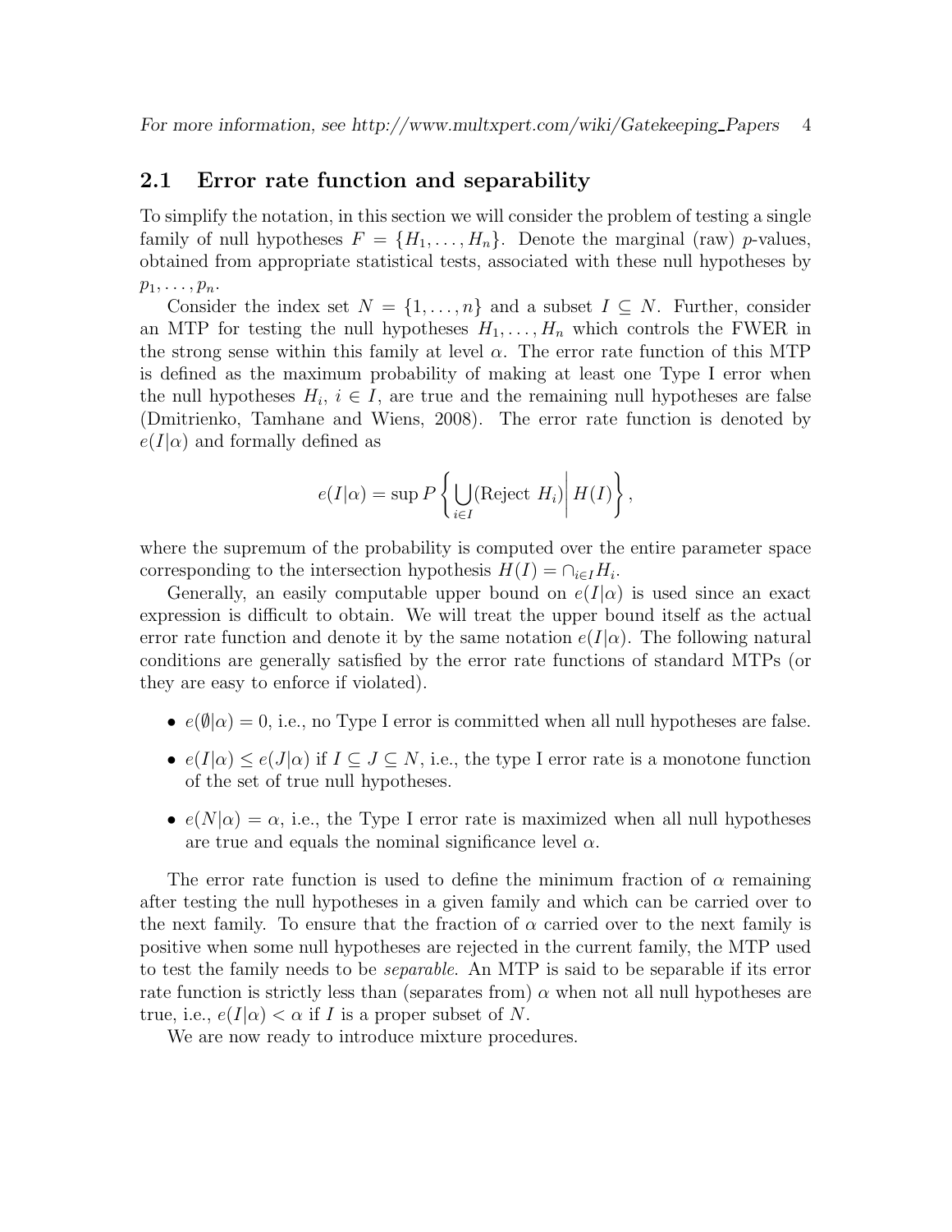## 2.1 Error rate function and separability

To simplify the notation, in this section we will consider the problem of testing a single family of null hypotheses $F = \{H_1, \ldots, H_n\}$. Denote the marginal (raw) $p$-values, obtained from appropriate statistical tests, associated with these null hypotheses by $p_1, \ldots, p_n$.

Consider the index set $N = \{1, \ldots, n\}$ and a subset $I \subseteq N$. Further, consider an MTP for testing the null hypotheses $H_1, \ldots, H_n$ which controls the FWER in the strong sense within this family at level $\alpha$. The error rate function of this MTP is defined as the maximum probability of making at least one Type I error when the null hypotheses $H_i$, $i \in I$, are true and the remaining null hypotheses are false (Dmitrienko, Tamhane and Wiens, 2008). The error rate function is denoted by $e(I|\alpha)$ and formally defined as

$$e(I|\alpha) = \sup P\left\{ \bigcup_{i \in I} (\text{Reject } H_i) \middle| H(I) \right\},$$

where the supremum of the probability is computed over the entire parameter space corresponding to the intersection hypothesis $H(I) = \cap_{i \in I} H_i$.

Generally, an easily computable upper bound on $e(I|\alpha)$ is used since an exact expression is difficult to obtain. We will treat the upper bound itself as the actual error rate function and denote it by the same notation $e(I|\alpha)$. The following natural conditions are generally satisfied by the error rate functions of standard MTPs (or they are easy to enforce if violated).

- $e(\emptyset|\alpha) = 0$, i.e., no Type I error is committed when all null hypotheses are false.
- $e(I|\alpha) \leq e(J|\alpha)$ if $I \subseteq J \subseteq N$, i.e., the type I error rate is a monotone function of the set of true null hypotheses.
- $e(N|\alpha) = \alpha$, i.e., the Type I error rate is maximized when all null hypotheses are true and equals the nominal significance level $\alpha$.

The error rate function is used to define the minimum fraction of $\alpha$ remaining after testing the null hypotheses in a given family and which can be carried over to the next family. To ensure that the fraction of $\alpha$ carried over to the next family is positive when some null hypotheses are rejected in the current family, the MTP used to test the family needs to be *separable*. An MTP is said to be separable if its error rate function is strictly less than (separates from) $\alpha$ when not all null hypotheses are true, i.e., $e(I|\alpha) < \alpha$ if $I$ is a proper subset of $N$.

We are now ready to introduce mixture procedures.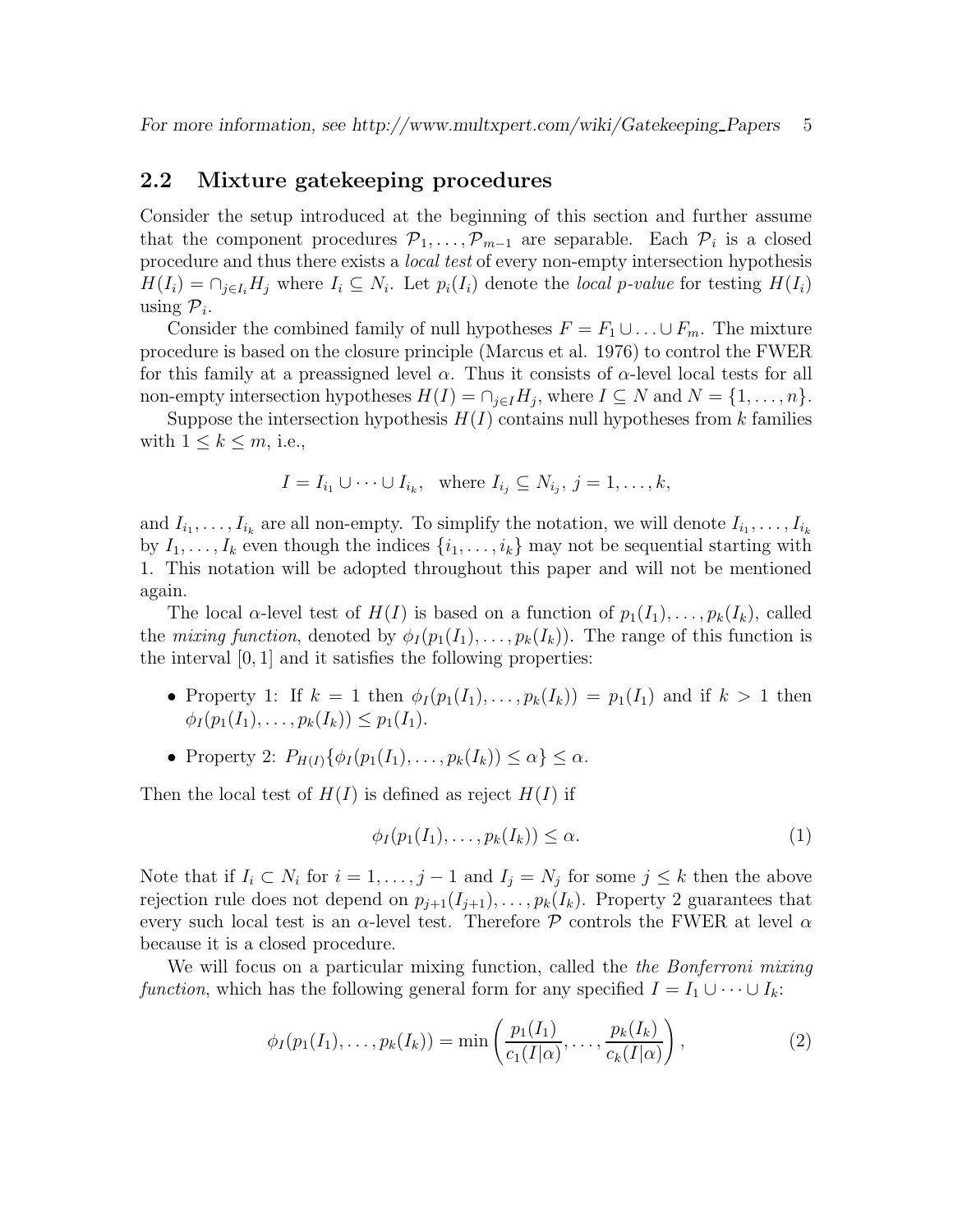## 2.2 Mixture gatekeeping procedures

Consider the setup introduced at the beginning of this section and further assume that the component procedures $\mathcal{P}_1, \ldots, \mathcal{P}_{m-1}$ are separable. Each $\mathcal{P}_i$ is a closed procedure and thus there exists a *local test* of every non-empty intersection hypothesis $H(I_i) = \cap_{j \in I_i} H_j$ where $I_i \subseteq N_i$. Let $p_i(I_i)$ denote the *local p-value* for testing $H(I_i)$ using $\mathcal{P}_i$.

Consider the combined family of null hypotheses $F = F_1 \cup \ldots \cup F_m$. The mixture procedure is based on the closure principle (Marcus et al. 1976) to control the FWER for this family at a preassigned level $\alpha$. Thus it consists of $\alpha$-level local tests for all non-empty intersection hypotheses $H(I) = \cap_{j \in I} H_j$, where $I \subseteq N$ and $N = \{1, \ldots, n\}$.

Suppose the intersection hypothesis $H(I)$ contains null hypotheses from $k$ families with $1 \leq k \leq m$, i.e.,

$$I = I_{i_1} \cup \cdots \cup I_{i_k}, \quad \text{where } I_{i_j} \subseteq N_{i_j},\ j = 1, \ldots, k,$$

and $I_{i_1}, \ldots, I_{i_k}$ are all non-empty. To simplify the notation, we will denote $I_{i_1}, \ldots, I_{i_k}$ by $I_1, \ldots, I_k$ even though the indices $\{i_1, \ldots, i_k\}$ may not be sequential starting with 1. This notation will be adopted throughout this paper and will not be mentioned again.

The local $\alpha$-level test of $H(I)$ is based on a function of $p_1(I_1), \ldots, p_k(I_k)$, called the *mixing function*, denoted by $\phi_I(p_1(I_1), \ldots, p_k(I_k))$. The range of this function is the interval $[0, 1]$ and it satisfies the following properties:

- Property 1: If $k = 1$ then $\phi_I(p_1(I_1), \ldots, p_k(I_k)) = p_1(I_1)$ and if $k > 1$ then $\phi_I(p_1(I_1), \ldots, p_k(I_k)) \leq p_1(I_1)$.
- Property 2: $P_{H(I)}\{\phi_I(p_1(I_1), \ldots, p_k(I_k)) \leq \alpha\} \leq \alpha$.

Then the local test of $H(I)$ is defined as reject $H(I)$ if

$$\phi_I(p_1(I_1), \ldots, p_k(I_k)) \leq \alpha. \tag{1}$$

Note that if $I_i \subset N_i$ for $i = 1, \ldots, j-1$ and $I_j = N_j$ for some $j \leq k$ then the above rejection rule does not depend on $p_{j+1}(I_{j+1}), \ldots, p_k(I_k)$. Property 2 guarantees that every such local test is an $\alpha$-level test. Therefore $\mathcal{P}$ controls the FWER at level $\alpha$ because it is a closed procedure.

We will focus on a particular mixing function, called the *the Bonferroni mixing function*, which has the following general form for any specified $I = I_1 \cup \cdots \cup I_k$:

$$\phi_I(p_1(I_1), \ldots, p_k(I_k)) = \min\left(\frac{p_1(I_1)}{c_1(I|\alpha)}, \ldots, \frac{p_k(I_k)}{c_k(I|\alpha)}\right), \tag{2}$$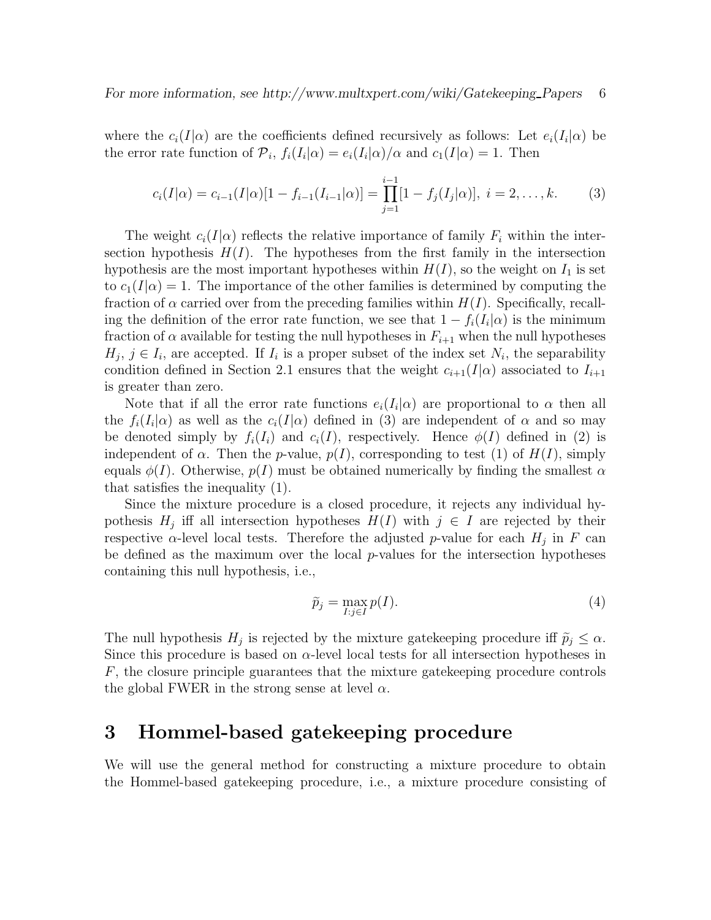where the $c_i(I|\alpha)$ are the coefficients defined recursively as follows: Let $e_i(I_i|\alpha)$ be the error rate function of $\mathcal{P}_i$, $f_i(I_i|\alpha) = e_i(I_i|\alpha)/\alpha$ and $c_1(I|\alpha) = 1$. Then

$$c_i(I|\alpha) = c_{i-1}(I|\alpha)[1 - f_{i-1}(I_{i-1}|\alpha)] = \prod_{j=1}^{i-1}[1 - f_j(I_j|\alpha)],\ i = 2, \ldots, k. \tag{3}$$

The weight $c_i(I|\alpha)$ reflects the relative importance of family $F_i$ within the intersection hypothesis $H(I)$. The hypotheses from the first family in the intersection hypothesis are the most important hypotheses within $H(I)$, so the weight on $I_1$ is set to $c_1(I|\alpha) = 1$. The importance of the other families is determined by computing the fraction of $\alpha$ carried over from the preceding families within $H(I)$. Specifically, recalling the definition of the error rate function, we see that $1 - f_i(I_i|\alpha)$ is the minimum fraction of $\alpha$ available for testing the null hypotheses in $F_{i+1}$ when the null hypotheses $H_j$, $j \in I_i$, are accepted. If $I_i$ is a proper subset of the index set $N_i$, the separability condition defined in Section 2.1 ensures that the weight $c_{i+1}(I|\alpha)$ associated to $I_{i+1}$ is greater than zero.

Note that if all the error rate functions $e_i(I_i|\alpha)$ are proportional to $\alpha$ then all the $f_i(I_i|\alpha)$ as well as the $c_i(I|\alpha)$ defined in (3) are independent of $\alpha$ and so may be denoted simply by $f_i(I_i)$ and $c_i(I)$, respectively. Hence $\phi(I)$ defined in (2) is independent of $\alpha$. Then the $p$-value, $p(I)$, corresponding to test (1) of $H(I)$, simply equals $\phi(I)$. Otherwise, $p(I)$ must be obtained numerically by finding the smallest $\alpha$ that satisfies the inequality (1).

Since the mixture procedure is a closed procedure, it rejects any individual hypothesis $H_j$ iff all intersection hypotheses $H(I)$ with $j \in I$ are rejected by their respective $\alpha$-level local tests. Therefore the adjusted $p$-value for each $H_j$ in $F$ can be defined as the maximum over the local $p$-values for the intersection hypotheses containing this null hypothesis, i.e.,

$$\widetilde{p}_j = \max_{I: j \in I} p(I). \tag{4}$$

The null hypothesis $H_j$ is rejected by the mixture gatekeeping procedure iff $\widetilde{p}_j \leq \alpha$. Since this procedure is based on $\alpha$-level local tests for all intersection hypotheses in $F$, the closure principle guarantees that the mixture gatekeeping procedure controls the global FWER in the strong sense at level $\alpha$.

# 3 Hommel-based gatekeeping procedure

We will use the general method for constructing a mixture procedure to obtain the Hommel-based gatekeeping procedure, i.e., a mixture procedure consisting of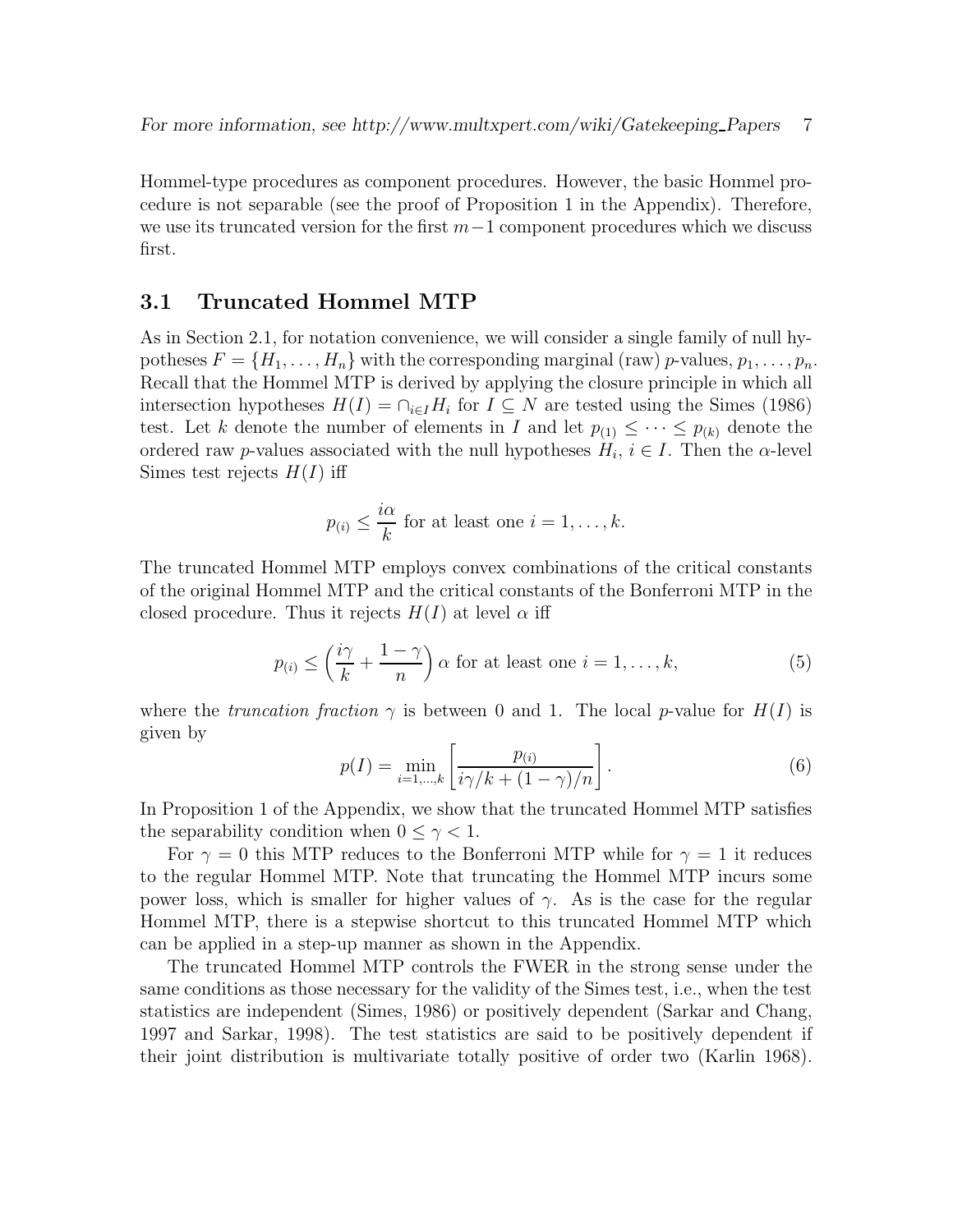Hommel-type procedures as component procedures. However, the basic Hommel procedure is not separable (see the proof of Proposition 1 in the Appendix). Therefore, we use its truncated version for the first $m-1$ component procedures which we discuss first.

## 3.1 Truncated Hommel MTP

As in Section 2.1, for notation convenience, we will consider a single family of null hypotheses $F = \{H_1, \ldots, H_n\}$ with the corresponding marginal (raw) $p$-values, $p_1, \ldots, p_n$. Recall that the Hommel MTP is derived by applying the closure principle in which all intersection hypotheses $H(I) = \cap_{i \in I} H_i$ for $I \subseteq N$ are tested using the Simes (1986) test. Let $k$ denote the number of elements in $I$ and let $p_{(1)} \leq \cdots \leq p_{(k)}$ denote the ordered raw $p$-values associated with the null hypotheses $H_i$, $i \in I$. Then the $\alpha$-level Simes test rejects $H(I)$ iff

$$p_{(i)} \leq \frac{i\alpha}{k} \text{ for at least one } i = 1, \ldots, k.$$

The truncated Hommel MTP employs convex combinations of the critical constants of the original Hommel MTP and the critical constants of the Bonferroni MTP in the closed procedure. Thus it rejects $H(I)$ at level $\alpha$ iff

$$p_{(i)} \leq \left( \frac{i\gamma}{k} + \frac{1-\gamma}{n} \right) \alpha \text{ for at least one } i = 1, \ldots, k, \tag{5}$$

where the *truncation fraction* $\gamma$ is between 0 and 1. The local $p$-value for $H(I)$ is given by

$$p(I) = \min_{i=1,\ldots,k} \left[ \frac{p_{(i)}}{i\gamma/k + (1-\gamma)/n} \right]. \tag{6}$$

In Proposition 1 of the Appendix, we show that the truncated Hommel MTP satisfies the separability condition when $0 \leq \gamma < 1$.

For $\gamma = 0$ this MTP reduces to the Bonferroni MTP while for $\gamma = 1$ it reduces to the regular Hommel MTP. Note that truncating the Hommel MTP incurs some power loss, which is smaller for higher values of $\gamma$. As is the case for the regular Hommel MTP, there is a stepwise shortcut to this truncated Hommel MTP which can be applied in a step-up manner as shown in the Appendix.

The truncated Hommel MTP controls the FWER in the strong sense under the same conditions as those necessary for the validity of the Simes test, i.e., when the test statistics are independent (Simes, 1986) or positively dependent (Sarkar and Chang, 1997 and Sarkar, 1998). The test statistics are said to be positively dependent if their joint distribution is multivariate totally positive of order two (Karlin 1968).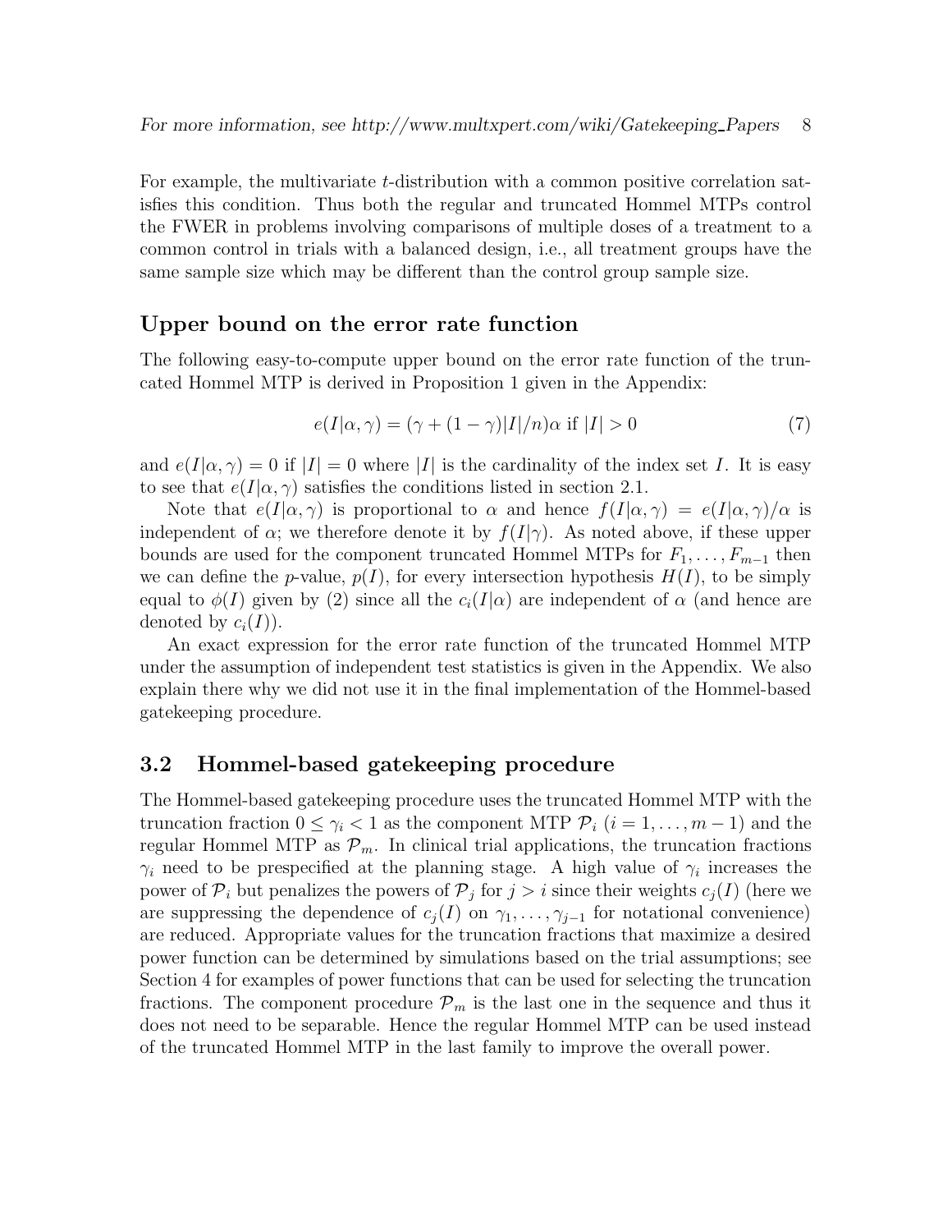For example, the multivariate $t$-distribution with a common positive correlation satisfies this condition. Thus both the regular and truncated Hommel MTPs control the FWER in problems involving comparisons of multiple doses of a treatment to a common control in trials with a balanced design, i.e., all treatment groups have the same sample size which may be different than the control group sample size.

### Upper bound on the error rate function

The following easy-to-compute upper bound on the error rate function of the truncated Hommel MTP is derived in Proposition 1 given in the Appendix:

$$e(I|\alpha, \gamma) = (\gamma + (1 - \gamma)|I|/n)\alpha \text{ if } |I| > 0 \tag{7}$$

and $e(I|\alpha, \gamma) = 0$ if $|I| = 0$ where $|I|$ is the cardinality of the index set $I$. It is easy to see that $e(I|\alpha, \gamma)$ satisfies the conditions listed in section 2.1.

Note that $e(I|\alpha, \gamma)$ is proportional to $\alpha$ and hence $f(I|\alpha, \gamma) = e(I|\alpha, \gamma)/\alpha$ is independent of $\alpha$; we therefore denote it by $f(I|\gamma)$. As noted above, if these upper bounds are used for the component truncated Hommel MTPs for $F_1, \ldots, F_{m-1}$ then we can define the $p$-value, $p(I)$, for every intersection hypothesis $H(I)$, to be simply equal to $\phi(I)$ given by (2) since all the $c_i(I|\alpha)$ are independent of $\alpha$ (and hence are denoted by $c_i(I)$).

An exact expression for the error rate function of the truncated Hommel MTP under the assumption of independent test statistics is given in the Appendix. We also explain there why we did not use it in the final implementation of the Hommel-based gatekeeping procedure.

## 3.2 Hommel-based gatekeeping procedure

The Hommel-based gatekeeping procedure uses the truncated Hommel MTP with the truncation fraction $0 \leq \gamma_i < 1$ as the component MTP $\mathcal{P}_i$ $(i = 1, \ldots, m-1)$ and the regular Hommel MTP as $\mathcal{P}_m$. In clinical trial applications, the truncation fractions $\gamma_i$ need to be prespecified at the planning stage. A high value of $\gamma_i$ increases the power of $\mathcal{P}_i$ but penalizes the powers of $\mathcal{P}_j$ for $j > i$ since their weights $c_j(I)$ (here we are suppressing the dependence of $c_j(I)$ on $\gamma_1, \ldots, \gamma_{j-1}$ for notational convenience) are reduced. Appropriate values for the truncation fractions that maximize a desired power function can be determined by simulations based on the trial assumptions; see Section 4 for examples of power functions that can be used for selecting the truncation fractions. The component procedure $\mathcal{P}_m$ is the last one in the sequence and thus it does not need to be separable. Hence the regular Hommel MTP can be used instead of the truncated Hommel MTP in the last family to improve the overall power.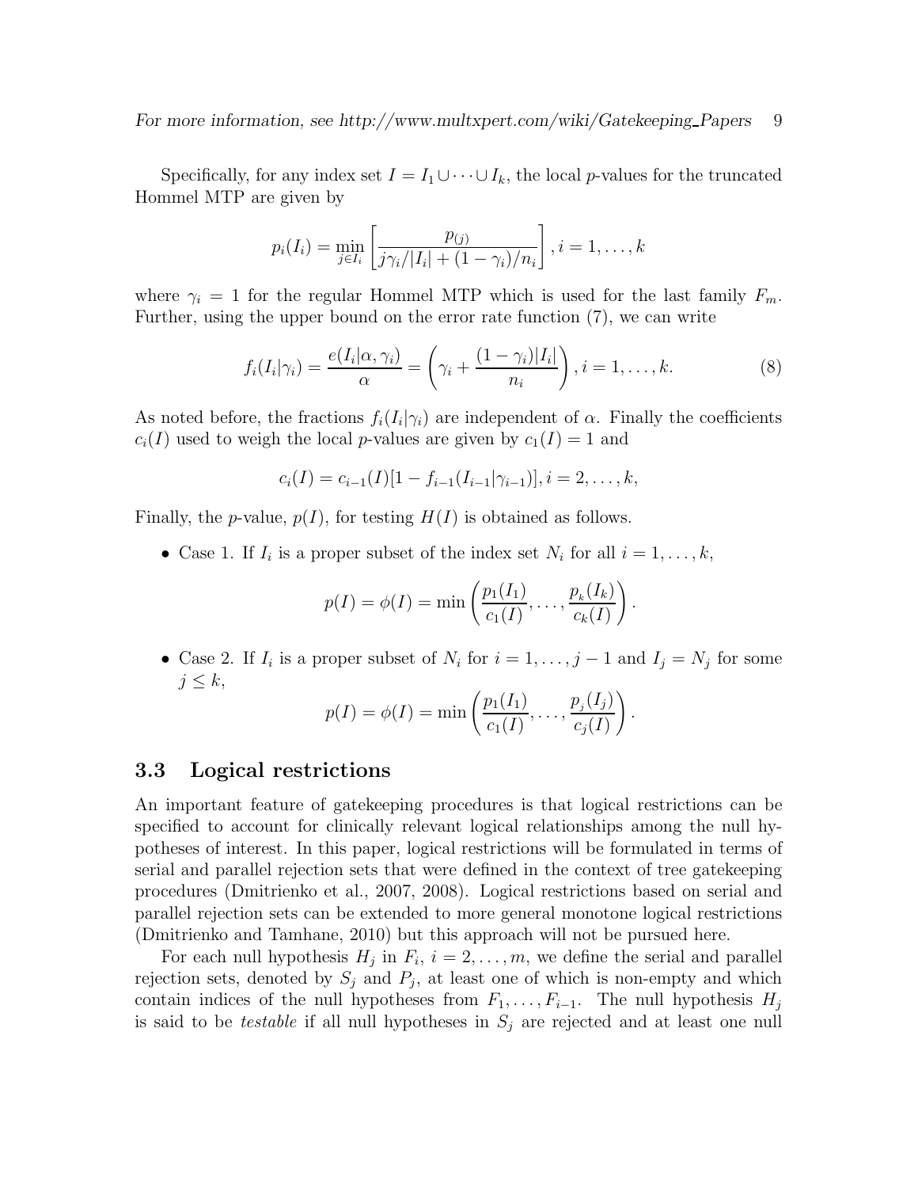Specifically, for any index set $I = I_1 \cup \cdots \cup I_k$, the local $p$-values for the truncated Hommel MTP are given by

$$p_i(I_i) = \min_{j \in I_i} \left[ \frac{p_{(j)}}{j\gamma_i/|I_i| + (1-\gamma_i)/n_i} \right], i = 1, \ldots, k$$

where $\gamma_i = 1$ for the regular Hommel MTP which is used for the last family $F_m$. Further, using the upper bound on the error rate function (7), we can write

$$f_i(I_i|\gamma_i) = \frac{e(I_i|\alpha, \gamma_i)}{\alpha} = \left( \gamma_i + \frac{(1-\gamma_i)|I_i|}{n_i} \right), i = 1, \ldots, k. \tag{8}$$

As noted before, the fractions $f_i(I_i|\gamma_i)$ are independent of $\alpha$. Finally the coefficients $c_i(I)$ used to weigh the local $p$-values are given by $c_1(I) = 1$ and

$$c_i(I) = c_{i-1}(I)[1 - f_{i-1}(I_{i-1}|\gamma_{i-1})], i = 2, \ldots, k,$$

Finally, the $p$-value, $p(I)$, for testing $H(I)$ is obtained as follows.

- Case 1. If $I_i$ is a proper subset of the index set $N_i$ for all $i = 1, \ldots, k$,

$$p(I) = \phi(I) = \min \left( \frac{p_1(I_1)}{c_1(I)}, \ldots, \frac{p_k(I_k)}{c_k(I)} \right).$$

- Case 2. If $I_i$ is a proper subset of $N_i$ for $i = 1, \ldots, j-1$ and $I_j = N_j$ for some $j \leq k$,

$$p(I) = \phi(I) = \min \left( \frac{p_1(I_1)}{c_1(I)}, \ldots, \frac{p_j(I_j)}{c_j(I)} \right).$$

## 3.3 Logical restrictions

An important feature of gatekeeping procedures is that logical restrictions can be specified to account for clinically relevant logical relationships among the null hypotheses of interest. In this paper, logical restrictions will be formulated in terms of serial and parallel rejection sets that were defined in the context of tree gatekeeping procedures (Dmitrienko et al., 2007, 2008). Logical restrictions based on serial and parallel rejection sets can be extended to more general monotone logical restrictions (Dmitrienko and Tamhane, 2010) but this approach will not be pursued here.

For each null hypothesis $H_j$ in $F_i$, $i = 2, \ldots, m$, we define the serial and parallel rejection sets, denoted by $S_j$ and $P_j$, at least one of which is non-empty and which contain indices of the null hypotheses from $F_1, \ldots, F_{i-1}$. The null hypothesis $H_j$ is said to be *testable* if all null hypotheses in $S_j$ are rejected and at least one null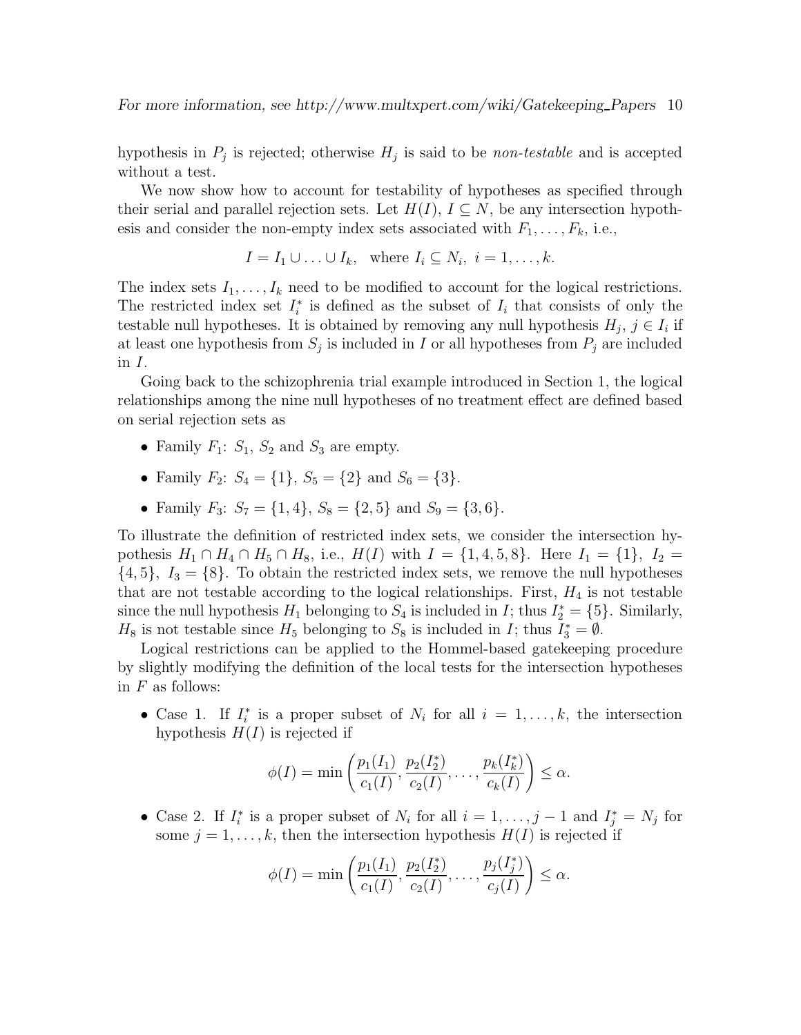hypothesis in $P_j$ is rejected; otherwise $H_j$ is said to be *non-testable* and is accepted without a test.

We now show how to account for testability of hypotheses as specified through their serial and parallel rejection sets. Let $H(I)$, $I \subseteq N$, be any intersection hypothesis and consider the non-empty index sets associated with $F_1, \ldots, F_k$, i.e.,

$$I = I_1 \cup \ldots \cup I_k, \quad \text{where } I_i \subseteq N_i, \ i = 1, \ldots, k.$$

The index sets $I_1, \ldots, I_k$ need to be modified to account for the logical restrictions. The restricted index set $I_i^*$ is defined as the subset of $I_i$ that consists of only the testable null hypotheses. It is obtained by removing any null hypothesis $H_j$, $j \in I_i$ if at least one hypothesis from $S_j$ is included in $I$ or all hypotheses from $P_j$ are included in $I$.

Going back to the schizophrenia trial example introduced in Section 1, the logical relationships among the nine null hypotheses of no treatment effect are defined based on serial rejection sets as

- Family $F_1$: $S_1$, $S_2$ and $S_3$ are empty.
- Family $F_2$: $S_4 = \{1\}$, $S_5 = \{2\}$ and $S_6 = \{3\}$.
- Family $F_3$: $S_7 = \{1, 4\}$, $S_8 = \{2, 5\}$ and $S_9 = \{3, 6\}$.

To illustrate the definition of restricted index sets, we consider the intersection hypothesis $H_1 \cap H_4 \cap H_5 \cap H_8$, i.e., $H(I)$ with $I = \{1, 4, 5, 8\}$. Here $I_1 = \{1\}$, $I_2 = \{4, 5\}$, $I_3 = \{8\}$. To obtain the restricted index sets, we remove the null hypotheses that are not testable according to the logical relationships. First, $H_4$ is not testable since the null hypothesis $H_1$ belonging to $S_4$ is included in $I$; thus $I_2^* = \{5\}$. Similarly, $H_8$ is not testable since $H_5$ belonging to $S_8$ is included in $I$; thus $I_3^* = \emptyset$.

Logical restrictions can be applied to the Hommel-based gatekeeping procedure by slightly modifying the definition of the local tests for the intersection hypotheses in $F$ as follows:

- Case 1. If $I_i^*$ is a proper subset of $N_i$ for all $i = 1, \ldots, k$, the intersection hypothesis $H(I)$ is rejected if

$$\phi(I) = \min\left(\frac{p_1(I_1)}{c_1(I)}, \frac{p_2(I_2^*)}{c_2(I)}, \ldots, \frac{p_k(I_k^*)}{c_k(I)}\right) \le \alpha.$$

- Case 2. If $I_i^*$ is a proper subset of $N_i$ for all $i = 1, \ldots, j-1$ and $I_j^* = N_j$ for some $j = 1, \ldots, k$, then the intersection hypothesis $H(I)$ is rejected if

$$\phi(I) = \min\left(\frac{p_1(I_1)}{c_1(I)}, \frac{p_2(I_2^*)}{c_2(I)}, \ldots, \frac{p_j(I_j^*)}{c_j(I)}\right) \le \alpha.$$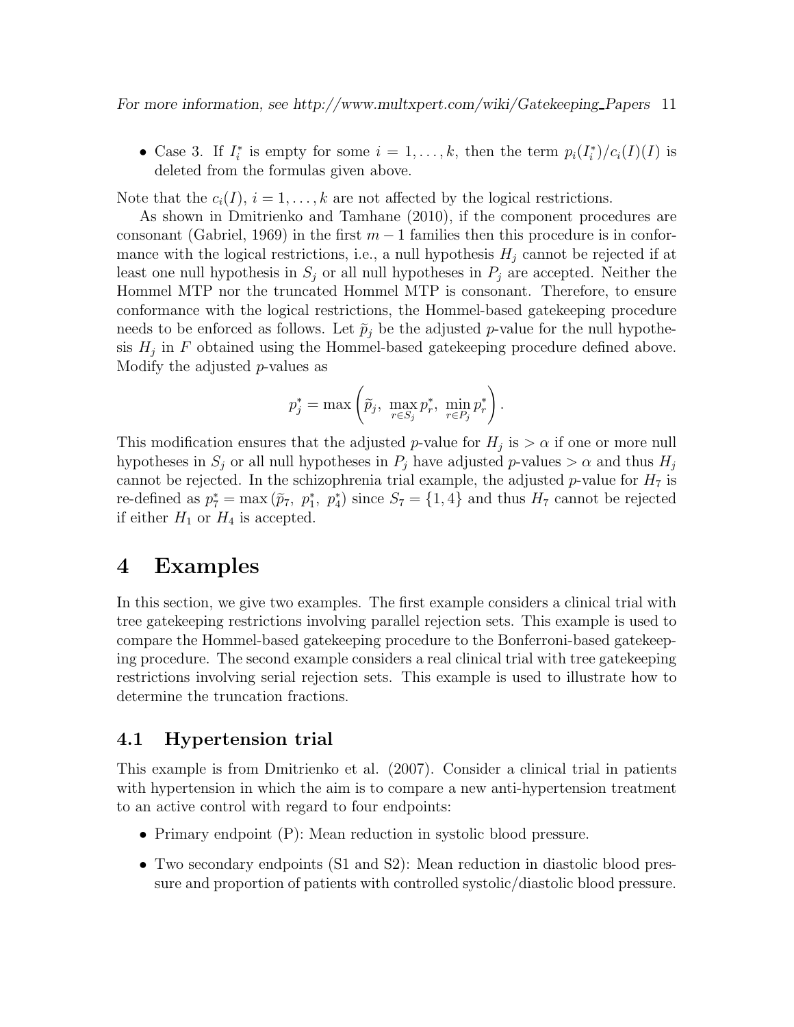- Case 3. If $I_i^*$ is empty for some $i = 1, \ldots, k$, then the term $p_i(I_i^*)/c_i(I)(I)$ is deleted from the formulas given above.

Note that the $c_i(I)$, $i = 1, \ldots, k$ are not affected by the logical restrictions.

As shown in Dmitrienko and Tamhane (2010), if the component procedures are consonant (Gabriel, 1969) in the first $m-1$ families then this procedure is in conformance with the logical restrictions, i.e., a null hypothesis $H_j$ cannot be rejected if at least one null hypothesis in $S_j$ or all null hypotheses in $P_j$ are accepted. Neither the Hommel MTP nor the truncated Hommel MTP is consonant. Therefore, to ensure conformance with the logical restrictions, the Hommel-based gatekeeping procedure needs to be enforced as follows. Let $\widetilde{p}_j$ be the adjusted $p$-value for the null hypothesis $H_j$ in $F$ obtained using the Hommel-based gatekeeping procedure defined above. Modify the adjusted $p$-values as

$$p_j^* = \max\left(\widetilde{p}_j,\ \max_{r \in S_j} p_r^*,\ \min_{r \in P_j} p_r^*\right).$$

This modification ensures that the adjusted $p$-value for $H_j$ is $> \alpha$ if one or more null hypotheses in $S_j$ or all null hypotheses in $P_j$ have adjusted $p$-values $> \alpha$ and thus $H_j$ cannot be rejected. In the schizophrenia trial example, the adjusted $p$-value for $H_7$ is re-defined as $p_7^* = \max(\widetilde{p}_7,\ p_1^*,\ p_4^*)$ since $S_7 = \{1, 4\}$ and thus $H_7$ cannot be rejected if either $H_1$ or $H_4$ is accepted.

# 4 Examples

In this section, we give two examples. The first example considers a clinical trial with tree gatekeeping restrictions involving parallel rejection sets. This example is used to compare the Hommel-based gatekeeping procedure to the Bonferroni-based gatekeeping procedure. The second example considers a real clinical trial with tree gatekeeping restrictions involving serial rejection sets. This example is used to illustrate how to determine the truncation fractions.

## 4.1 Hypertension trial

This example is from Dmitrienko et al. (2007). Consider a clinical trial in patients with hypertension in which the aim is to compare a new anti-hypertension treatment to an active control with regard to four endpoints:

- Primary endpoint (P): Mean reduction in systolic blood pressure.
- Two secondary endpoints (S1 and S2): Mean reduction in diastolic blood pressure and proportion of patients with controlled systolic/diastolic blood pressure.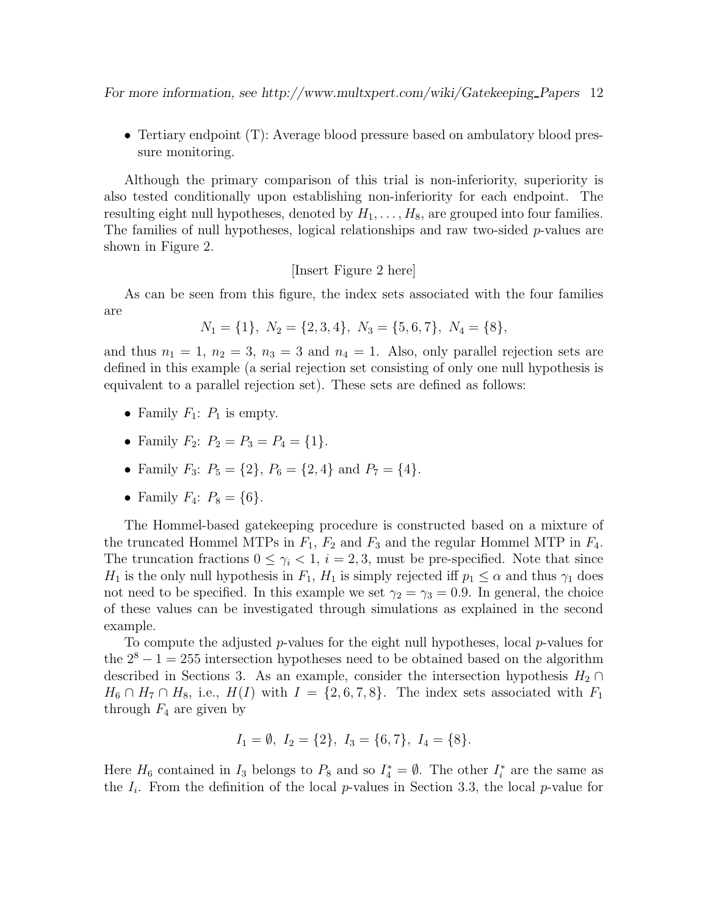- Tertiary endpoint (T): Average blood pressure based on ambulatory blood pressure monitoring.

Although the primary comparison of this trial is non-inferiority, superiority is also tested conditionally upon establishing non-inferiority for each endpoint. The resulting eight null hypotheses, denoted by $H_1, \ldots, H_8$, are grouped into four families. The families of null hypotheses, logical relationships and raw two-sided $p$-values are shown in Figure 2.

[Insert Figure 2 here]

As can be seen from this figure, the index sets associated with the four families are

$$N_1 = \{1\},\ N_2 = \{2, 3, 4\},\ N_3 = \{5, 6, 7\},\ N_4 = \{8\},$$

and thus $n_1 = 1$, $n_2 = 3$, $n_3 = 3$ and $n_4 = 1$. Also, only parallel rejection sets are defined in this example (a serial rejection set consisting of only one null hypothesis is equivalent to a parallel rejection set). These sets are defined as follows:

- Family $F_1$: $P_1$ is empty.
- Family $F_2$: $P_2 = P_3 = P_4 = \{1\}$.
- Family $F_3$: $P_5 = \{2\}$, $P_6 = \{2, 4\}$ and $P_7 = \{4\}$.
- Family $F_4$: $P_8 = \{6\}$.

The Hommel-based gatekeeping procedure is constructed based on a mixture of the truncated Hommel MTPs in $F_1$, $F_2$ and $F_3$ and the regular Hommel MTP in $F_4$. The truncation fractions $0 \leq \gamma_i < 1$, $i = 2, 3$, must be pre-specified. Note that since $H_1$ is the only null hypothesis in $F_1$, $H_1$ is simply rejected iff $p_1 \leq \alpha$ and thus $\gamma_1$ does not need to be specified. In this example we set $\gamma_2 = \gamma_3 = 0.9$. In general, the choice of these values can be investigated through simulations as explained in the second example.

To compute the adjusted $p$-values for the eight null hypotheses, local $p$-values for the $2^8 - 1 = 255$ intersection hypotheses need to be obtained based on the algorithm described in Sections 3. As an example, consider the intersection hypothesis $H_2 \cap H_6 \cap H_7 \cap H_8$, i.e., $H(I)$ with $I = \{2, 6, 7, 8\}$. The index sets associated with $F_1$ through $F_4$ are given by

$$I_1 = \emptyset,\ I_2 = \{2\},\ I_3 = \{6, 7\},\ I_4 = \{8\}.$$

Here $H_6$ contained in $I_3$ belongs to $P_8$ and so $I_4^* = \emptyset$. The other $I_i^*$ are the same as the $I_i$. From the definition of the local $p$-values in Section 3.3, the local $p$-value for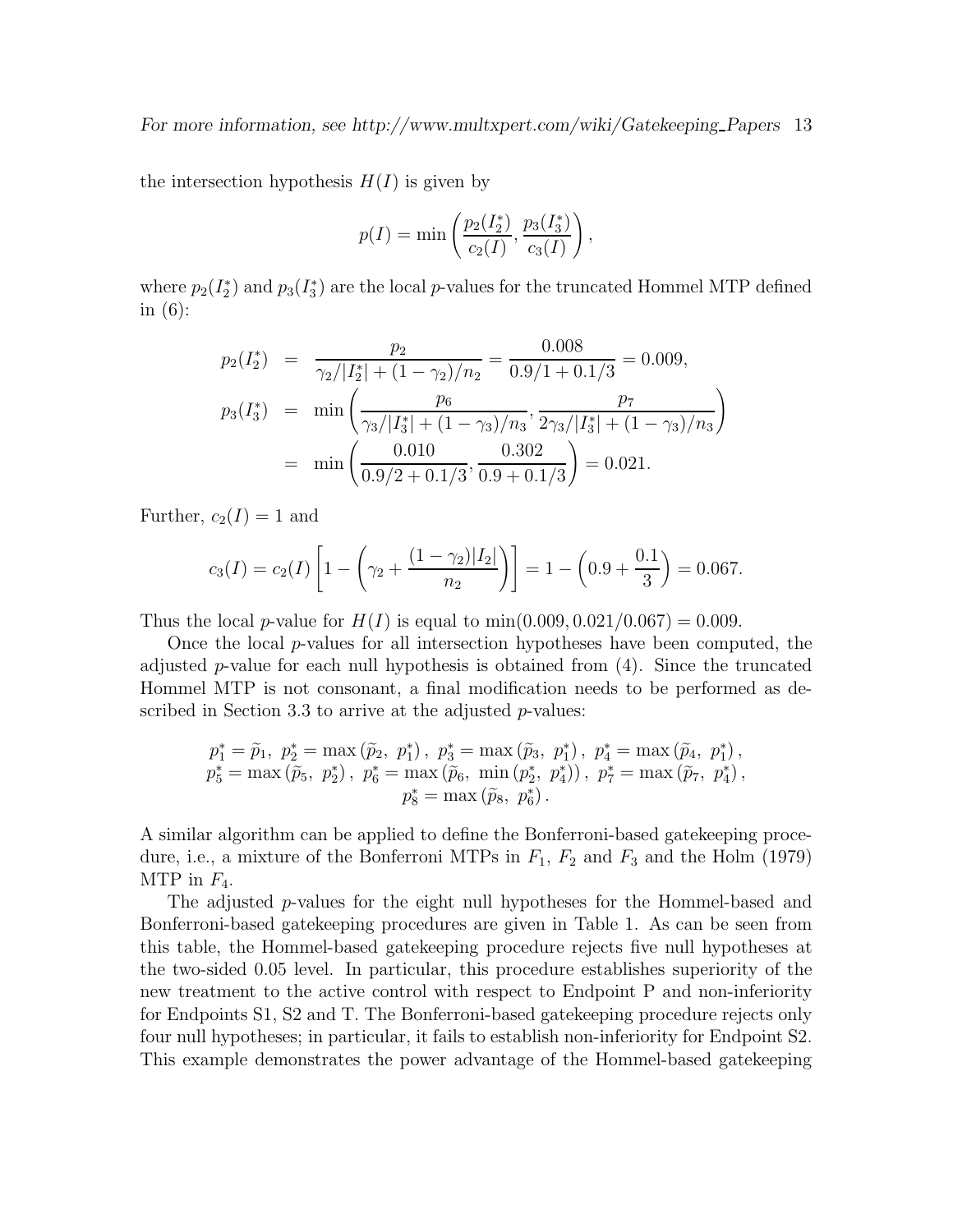the intersection hypothesis $H(I)$ is given by

$$p(I) = \min\left(\frac{p_2(I_2^*)}{c_2(I)}, \frac{p_3(I_3^*)}{c_3(I)}\right),$$

where $p_2(I_2^*)$ and $p_3(I_3^*)$ are the local $p$-values for the truncated Hommel MTP defined in (6):

$$\begin{aligned}
p_2(I_2^*) &= \frac{p_2}{\gamma_2/|I_2^*| + (1-\gamma_2)/n_2} = \frac{0.008}{0.9/1 + 0.1/3} = 0.009, \\
p_3(I_3^*) &= \min\left(\frac{p_6}{\gamma_3/|I_3^*| + (1-\gamma_3)/n_3}, \frac{p_7}{2\gamma_3/|I_3^*| + (1-\gamma_3)/n_3}\right) \\
&= \min\left(\frac{0.010}{0.9/2 + 0.1/3}, \frac{0.302}{0.9 + 0.1/3}\right) = 0.021.
\end{aligned}$$

Further, $c_2(I) = 1$ and

$$c_3(I) = c_2(I)\left[1 - \left(\gamma_2 + \frac{(1-\gamma_2)|I_2|}{n_2}\right)\right] = 1 - \left(0.9 + \frac{0.1}{3}\right) = 0.067.$$

Thus the local $p$-value for $H(I)$ is equal to $\min(0.009, 0.021/0.067) = 0.009$.

Once the local $p$-values for all intersection hypotheses have been computed, the adjusted $p$-value for each null hypothesis is obtained from (4). Since the truncated Hommel MTP is not consonant, a final modification needs to be performed as described in Section 3.3 to arrive at the adjusted $p$-values:

$$\begin{gathered}
p_1^* = \widetilde{p}_1,\ p_2^* = \max(\widetilde{p}_2,\ p_1^*),\ p_3^* = \max(\widetilde{p}_3,\ p_1^*),\ p_4^* = \max(\widetilde{p}_4,\ p_1^*), \\
p_5^* = \max(\widetilde{p}_5,\ p_2^*),\ p_6^* = \max(\widetilde{p}_6,\ \min(p_2^*,\ p_4^*)),\ p_7^* = \max(\widetilde{p}_7,\ p_4^*), \\
p_8^* = \max(\widetilde{p}_8,\ p_6^*).
\end{gathered}$$

A similar algorithm can be applied to define the Bonferroni-based gatekeeping procedure, i.e., a mixture of the Bonferroni MTPs in $F_1$, $F_2$ and $F_3$ and the Holm (1979) MTP in $F_4$.

The adjusted $p$-values for the eight null hypotheses for the Hommel-based and Bonferroni-based gatekeeping procedures are given in Table 1. As can be seen from this table, the Hommel-based gatekeeping procedure rejects five null hypotheses at the two-sided 0.05 level. In particular, this procedure establishes superiority of the new treatment to the active control with respect to Endpoint P and non-inferiority for Endpoints S1, S2 and T. The Bonferroni-based gatekeeping procedure rejects only four null hypotheses; in particular, it fails to establish non-inferiority for Endpoint S2. This example demonstrates the power advantage of the Hommel-based gatekeeping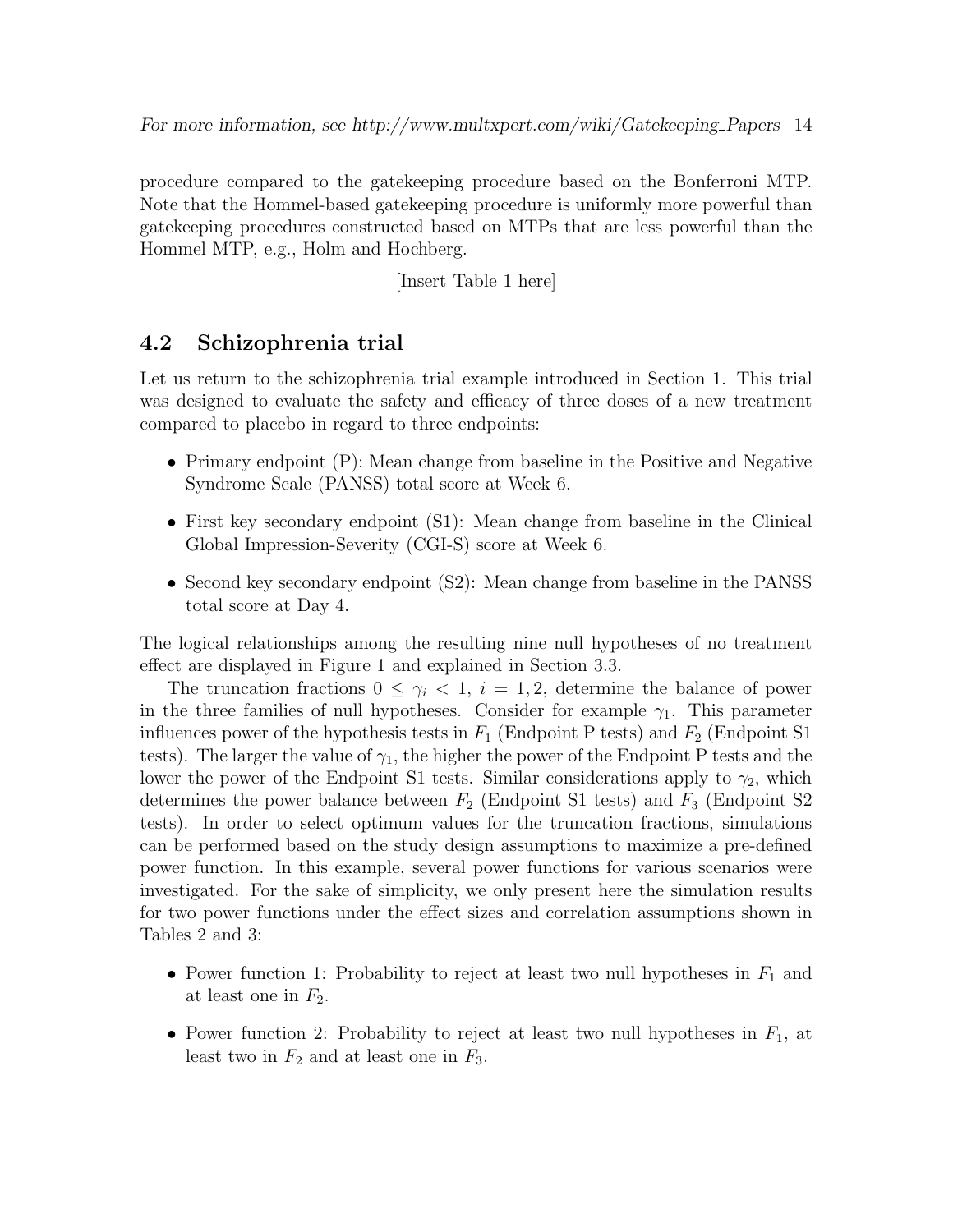procedure compared to the gatekeeping procedure based on the Bonferroni MTP. Note that the Hommel-based gatekeeping procedure is uniformly more powerful than gatekeeping procedures constructed based on MTPs that are less powerful than the Hommel MTP, e.g., Holm and Hochberg.

[Insert Table 1 here]

## 4.2 Schizophrenia trial

Let us return to the schizophrenia trial example introduced in Section 1. This trial was designed to evaluate the safety and efficacy of three doses of a new treatment compared to placebo in regard to three endpoints:

- Primary endpoint (P): Mean change from baseline in the Positive and Negative Syndrome Scale (PANSS) total score at Week 6.
- First key secondary endpoint (S1): Mean change from baseline in the Clinical Global Impression-Severity (CGI-S) score at Week 6.
- Second key secondary endpoint (S2): Mean change from baseline in the PANSS total score at Day 4.

The logical relationships among the resulting nine null hypotheses of no treatment effect are displayed in Figure 1 and explained in Section 3.3.

The truncation fractions $0 \leq \gamma_i < 1$, $i = 1, 2$, determine the balance of power in the three families of null hypotheses. Consider for example $\gamma_1$. This parameter influences power of the hypothesis tests in $F_1$ (Endpoint P tests) and $F_2$ (Endpoint S1 tests). The larger the value of $\gamma_1$, the higher the power of the Endpoint P tests and the lower the power of the Endpoint S1 tests. Similar considerations apply to $\gamma_2$, which determines the power balance between $F_2$ (Endpoint S1 tests) and $F_3$ (Endpoint S2 tests). In order to select optimum values for the truncation fractions, simulations can be performed based on the study design assumptions to maximize a pre-defined power function. In this example, several power functions for various scenarios were investigated. For the sake of simplicity, we only present here the simulation results for two power functions under the effect sizes and correlation assumptions shown in Tables 2 and 3:

- Power function 1: Probability to reject at least two null hypotheses in $F_1$ and at least one in $F_2$.
- Power function 2: Probability to reject at least two null hypotheses in $F_1$, at least two in $F_2$ and at least one in $F_3$.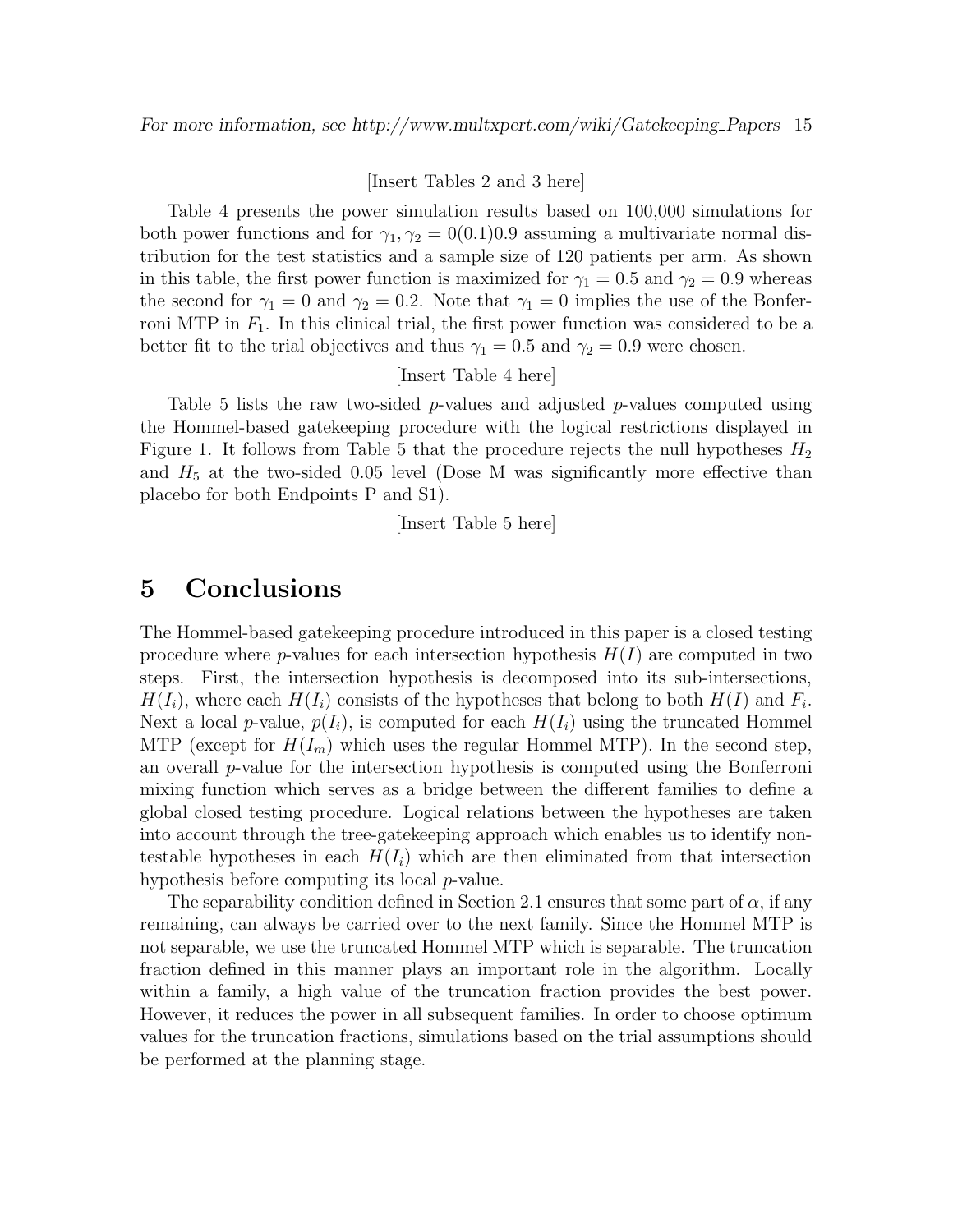[Insert Tables 2 and 3 here]

Table 4 presents the power simulation results based on 100,000 simulations for both power functions and for $\gamma_1, \gamma_2 = 0(0.1)0.9$ assuming a multivariate normal distribution for the test statistics and a sample size of 120 patients per arm. As shown in this table, the first power function is maximized for $\gamma_1 = 0.5$ and $\gamma_2 = 0.9$ whereas the second for $\gamma_1 = 0$ and $\gamma_2 = 0.2$. Note that $\gamma_1 = 0$ implies the use of the Bonferroni MTP in $F_1$. In this clinical trial, the first power function was considered to be a better fit to the trial objectives and thus $\gamma_1 = 0.5$ and $\gamma_2 = 0.9$ were chosen.

[Insert Table 4 here]

Table 5 lists the raw two-sided $p$-values and adjusted $p$-values computed using the Hommel-based gatekeeping procedure with the logical restrictions displayed in Figure 1. It follows from Table 5 that the procedure rejects the null hypotheses $H_2$ and $H_5$ at the two-sided 0.05 level (Dose M was significantly more effective than placebo for both Endpoints P and S1).

[Insert Table 5 here]

# 5 Conclusions

The Hommel-based gatekeeping procedure introduced in this paper is a closed testing procedure where $p$-values for each intersection hypothesis $H(I)$ are computed in two steps. First, the intersection hypothesis is decomposed into its sub-intersections, $H(I_i)$, where each $H(I_i)$ consists of the hypotheses that belong to both $H(I)$ and $F_i$. Next a local $p$-value, $p(I_i)$, is computed for each $H(I_i)$ using the truncated Hommel MTP (except for $H(I_m)$ which uses the regular Hommel MTP). In the second step, an overall $p$-value for the intersection hypothesis is computed using the Bonferroni mixing function which serves as a bridge between the different families to define a global closed testing procedure. Logical relations between the hypotheses are taken into account through the tree-gatekeeping approach which enables us to identify non-testable hypotheses in each $H(I_i)$ which are then eliminated from that intersection hypothesis before computing its local $p$-value.

The separability condition defined in Section 2.1 ensures that some part of $\alpha$, if any remaining, can always be carried over to the next family. Since the Hommel MTP is not separable, we use the truncated Hommel MTP which is separable. The truncation fraction defined in this manner plays an important role in the algorithm. Locally within a family, a high value of the truncation fraction provides the best power. However, it reduces the power in all subsequent families. In order to choose optimum values for the truncation fractions, simulations based on the trial assumptions should be performed at the planning stage.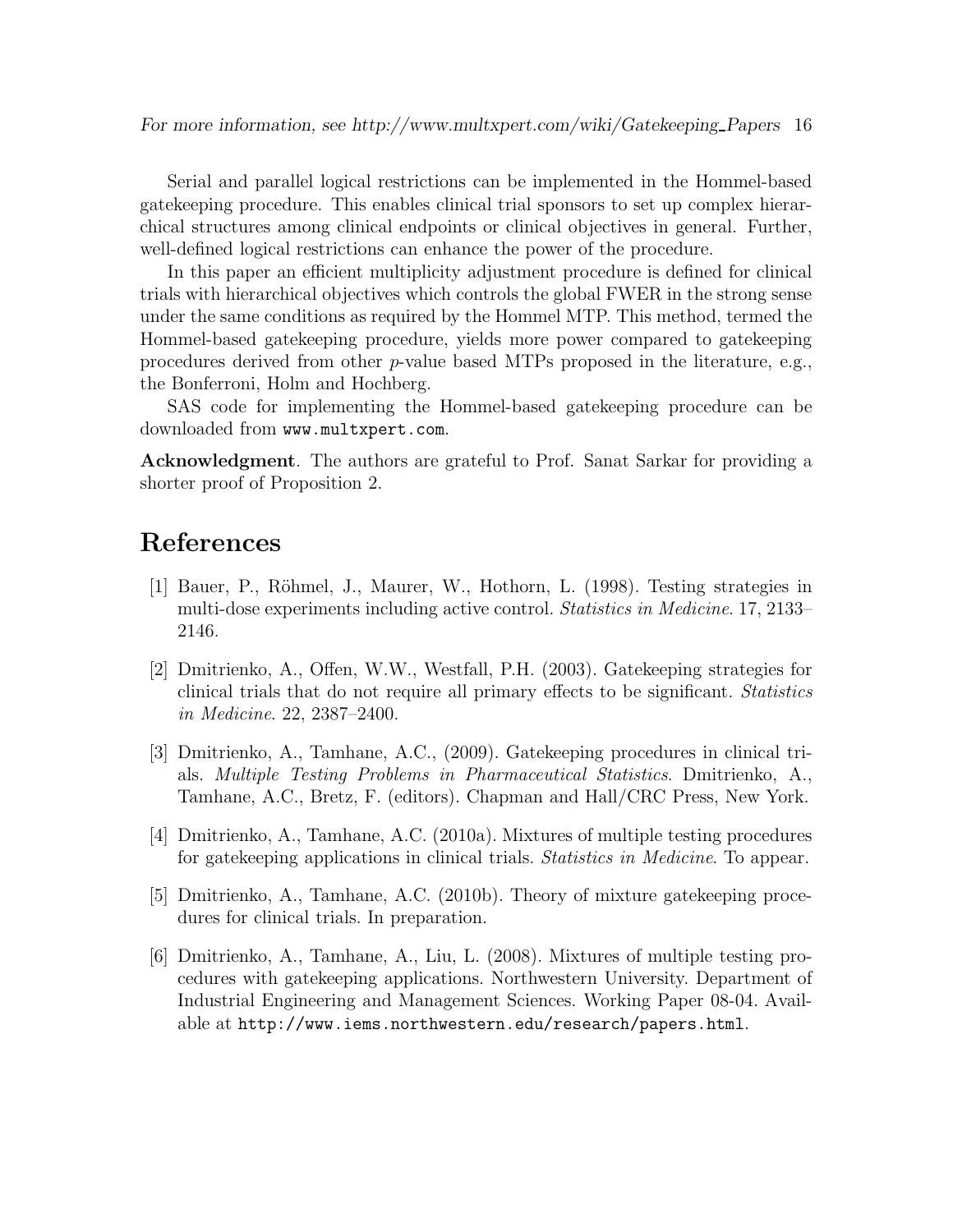Serial and parallel logical restrictions can be implemented in the Hommel-based gatekeeping procedure. This enables clinical trial sponsors to set up complex hierarchical structures among clinical endpoints or clinical objectives in general. Further, well-defined logical restrictions can enhance the power of the procedure.

In this paper an efficient multiplicity adjustment procedure is defined for clinical trials with hierarchical objectives which controls the global FWER in the strong sense under the same conditions as required by the Hommel MTP. This method, termed the Hommel-based gatekeeping procedure, yields more power compared to gatekeeping procedures derived from other $p$-value based MTPs proposed in the literature, e.g., the Bonferroni, Holm and Hochberg.

SAS code for implementing the Hommel-based gatekeeping procedure can be downloaded from `www.multxpert.com`.

**Acknowledgment**. The authors are grateful to Prof. Sanat Sarkar for providing a shorter proof of Proposition 2.

# References

[1] Bauer, P., Röhmel, J., Maurer, W., Hothorn, L. (1998). Testing strategies in multi-dose experiments including active control. *Statistics in Medicine*. 17, 2133–2146.

[2] Dmitrienko, A., Offen, W.W., Westfall, P.H. (2003). Gatekeeping strategies for clinical trials that do not require all primary effects to be significant. *Statistics in Medicine*. 22, 2387–2400.

[3] Dmitrienko, A., Tamhane, A.C., (2009). Gatekeeping procedures in clinical trials. *Multiple Testing Problems in Pharmaceutical Statistics*. Dmitrienko, A., Tamhane, A.C., Bretz, F. (editors). Chapman and Hall/CRC Press, New York.

[4] Dmitrienko, A., Tamhane, A.C. (2010a). Mixtures of multiple testing procedures for gatekeeping applications in clinical trials. *Statistics in Medicine*. To appear.

[5] Dmitrienko, A., Tamhane, A.C. (2010b). Theory of mixture gatekeeping procedures for clinical trials. In preparation.

[6] Dmitrienko, A., Tamhane, A., Liu, L. (2008). Mixtures of multiple testing procedures with gatekeeping applications. Northwestern University. Department of Industrial Engineering and Management Sciences. Working Paper 08-04. Available at `http://www.iems.northwestern.edu/research/papers.html`.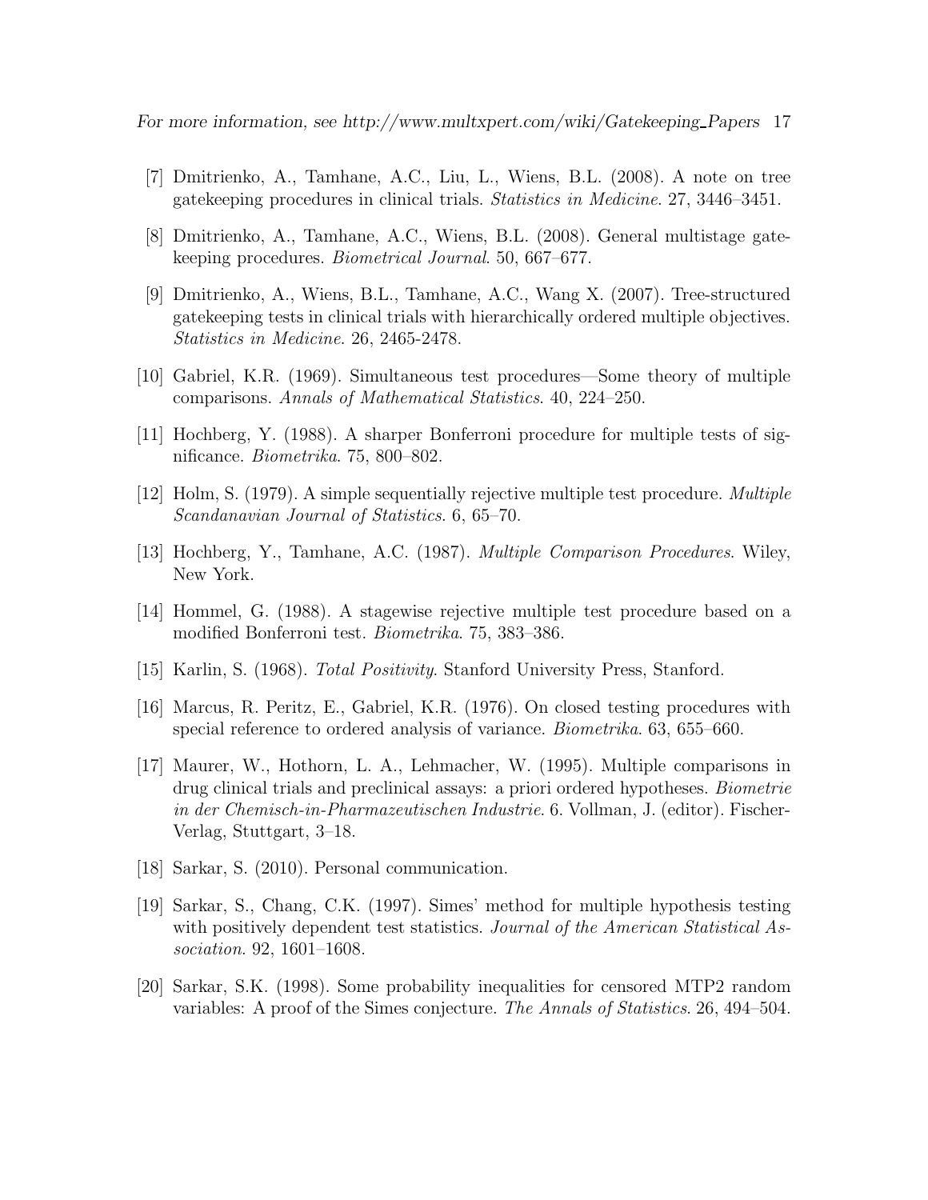[7] Dmitrienko, A., Tamhane, A.C., Liu, L., Wiens, B.L. (2008). A note on tree gatekeeping procedures in clinical trials. *Statistics in Medicine*. 27, 3446–3451.

[8] Dmitrienko, A., Tamhane, A.C., Wiens, B.L. (2008). General multistage gatekeeping procedures. *Biometrical Journal*. 50, 667–677.

[9] Dmitrienko, A., Wiens, B.L., Tamhane, A.C., Wang X. (2007). Tree-structured gatekeeping tests in clinical trials with hierarchically ordered multiple objectives. *Statistics in Medicine*. 26, 2465-2478.

[10] Gabriel, K.R. (1969). Simultaneous test procedures—Some theory of multiple comparisons. *Annals of Mathematical Statistics*. 40, 224–250.

[11] Hochberg, Y. (1988). A sharper Bonferroni procedure for multiple tests of significance. *Biometrika*. 75, 800–802.

[12] Holm, S. (1979). A simple sequentially rejective multiple test procedure. *Multiple Scandanavian Journal of Statistics*. 6, 65–70.

[13] Hochberg, Y., Tamhane, A.C. (1987). *Multiple Comparison Procedures*. Wiley, New York.

[14] Hommel, G. (1988). A stagewise rejective multiple test procedure based on a modified Bonferroni test. *Biometrika*. 75, 383–386.

[15] Karlin, S. (1968). *Total Positivity*. Stanford University Press, Stanford.

[16] Marcus, R. Peritz, E., Gabriel, K.R. (1976). On closed testing procedures with special reference to ordered analysis of variance. *Biometrika*. 63, 655–660.

[17] Maurer, W., Hothorn, L. A., Lehmacher, W. (1995). Multiple comparisons in drug clinical trials and preclinical assays: a priori ordered hypotheses. *Biometrie in der Chemisch-in-Pharmazeutischen Industrie*. 6. Vollman, J. (editor). Fischer-Verlag, Stuttgart, 3–18.

[18] Sarkar, S. (2010). Personal communication.

[19] Sarkar, S., Chang, C.K. (1997). Simes' method for multiple hypothesis testing with positively dependent test statistics. *Journal of the American Statistical Association*. 92, 1601–1608.

[20] Sarkar, S.K. (1998). Some probability inequalities for censored MTP2 random variables: A proof of the Simes conjecture. *The Annals of Statistics*. 26, 494–504.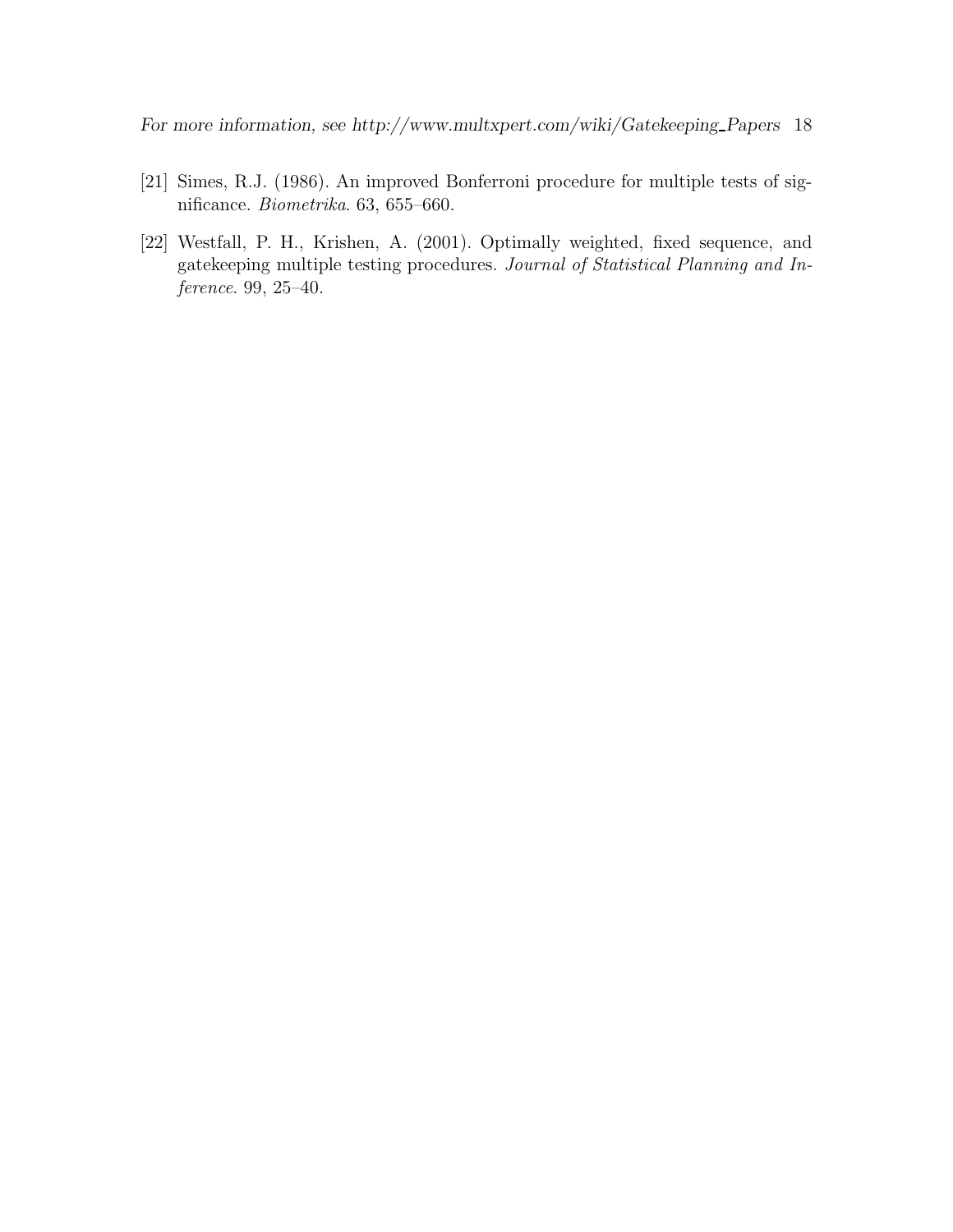[21] Simes, R.J. (1986). An improved Bonferroni procedure for multiple tests of significance. *Biometrika*. 63, 655–660.

[22] Westfall, P. H., Krishen, A. (2001). Optimally weighted, fixed sequence, and gatekeeping multiple testing procedures. *Journal of Statistical Planning and Inference*. 99, 25–40.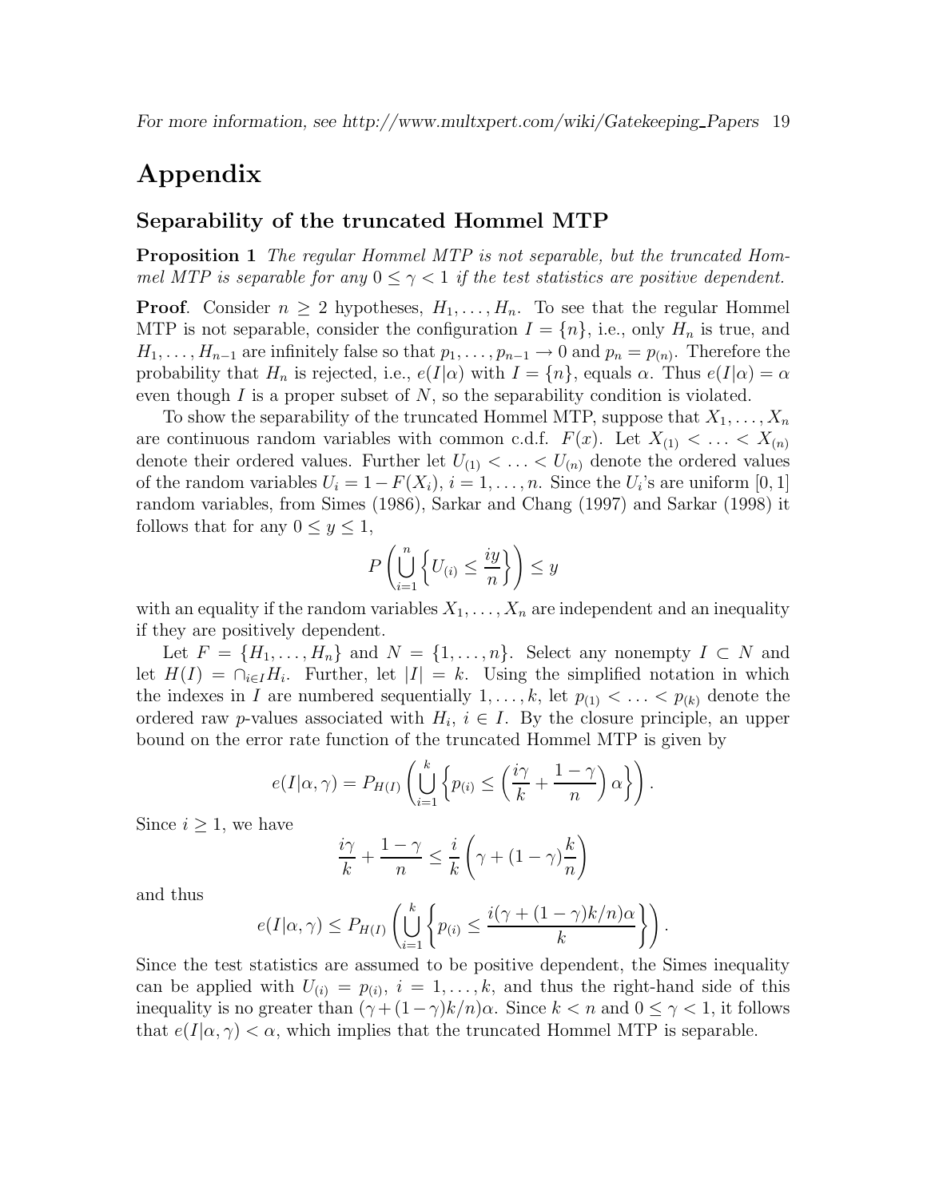# Appendix

## Separability of the truncated Hommel MTP

**Proposition 1** *The regular Hommel MTP is not separable, but the truncated Hommel MTP is separable for any $0 \leq \gamma < 1$ if the test statistics are positive dependent.*

**Proof**. Consider $n \geq 2$ hypotheses, $H_1, \ldots, H_n$. To see that the regular Hommel MTP is not separable, consider the configuration $I = \{n\}$, i.e., only $H_n$ is true, and $H_1, \ldots, H_{n-1}$ are infinitely false so that $p_1, \ldots, p_{n-1} \to 0$ and $p_n = p_{(n)}$. Therefore the probability that $H_n$ is rejected, i.e., $e(I|\alpha)$ with $I = \{n\}$, equals $\alpha$. Thus $e(I|\alpha) = \alpha$ even though $I$ is a proper subset of $N$, so the separability condition is violated.

To show the separability of the truncated Hommel MTP, suppose that $X_1, \ldots, X_n$ are continuous random variables with common c.d.f. $F(x)$. Let $X_{(1)} < \ldots < X_{(n)}$ denote their ordered values. Further let $U_{(1)} < \ldots < U_{(n)}$ denote the ordered values of the random variables $U_i = 1 - F(X_i)$, $i = 1, \ldots, n$. Since the $U_i$'s are uniform $[0, 1]$ random variables, from Simes (1986), Sarkar and Chang (1997) and Sarkar (1998) it follows that for any $0 \leq y \leq 1$,

$$P\left(\bigcup_{i=1}^{n} \left\{U_{(i)} \leq \frac{iy}{n}\right\}\right) \leq y$$

with an equality if the random variables $X_1, \ldots, X_n$ are independent and an inequality if they are positively dependent.

Let $F = \{H_1, \ldots, H_n\}$ and $N = \{1, \ldots, n\}$. Select any nonempty $I \subset N$ and let $H(I) = \cap_{i \in I} H_i$. Further, let $|I| = k$. Using the simplified notation in which the indexes in $I$ are numbered sequentially $1, \ldots, k$, let $p_{(1)} < \ldots < p_{(k)}$ denote the ordered raw $p$-values associated with $H_i$, $i \in I$. By the closure principle, an upper bound on the error rate function of the truncated Hommel MTP is given by

$$e(I|\alpha, \gamma) = P_{H(I)}\left(\bigcup_{i=1}^{k} \left\{p_{(i)} \leq \left(\frac{i\gamma}{k} + \frac{1-\gamma}{n}\right)\alpha\right\}\right).$$

Since $i \geq 1$, we have

$$\frac{i\gamma}{k} + \frac{1-\gamma}{n} \leq \frac{i}{k}\left(\gamma + (1-\gamma)\frac{k}{n}\right)$$

and thus

$$e(I|\alpha, \gamma) \leq P_{H(I)}\left(\bigcup_{i=1}^{k} \left\{p_{(i)} \leq \frac{i(\gamma + (1-\gamma)k/n)\alpha}{k}\right\}\right).$$

Since the test statistics are assumed to be positive dependent, the Simes inequality can be applied with $U_{(i)} = p_{(i)}$, $i = 1, \ldots, k$, and thus the right-hand side of this inequality is no greater than $(\gamma + (1-\gamma)k/n)\alpha$. Since $k < n$ and $0 \leq \gamma < 1$, it follows that $e(I|\alpha, \gamma) < \alpha$, which implies that the truncated Hommel MTP is separable.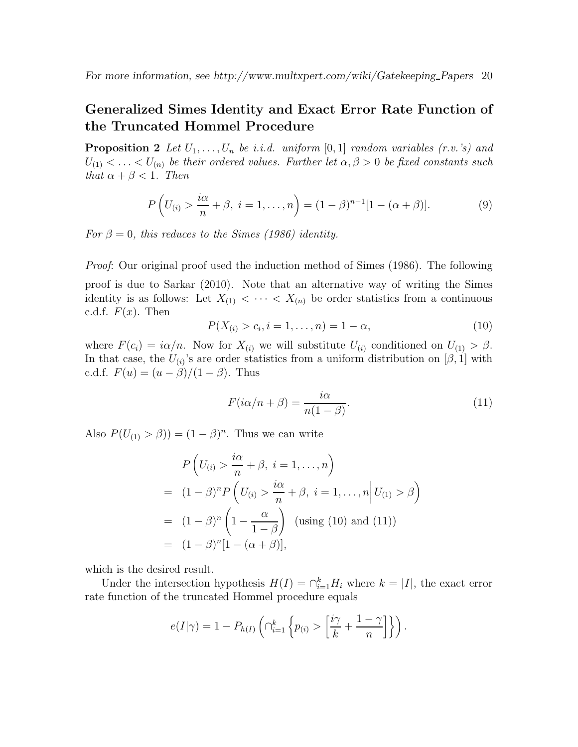## Generalized Simes Identity and Exact Error Rate Function of the Truncated Hommel Procedure

**Proposition 2** *Let $U_1, \ldots, U_n$ be i.i.d. uniform $[0, 1]$ random variables (r.v.'s) and $U_{(1)} < \ldots < U_{(n)}$ be their ordered values. Further let $\alpha, \beta > 0$ be fixed constants such that $\alpha + \beta < 1$. Then*

$$P\left(U_{(i)} > \frac{i\alpha}{n} + \beta,\ i = 1, \ldots, n\right) = (1-\beta)^{n-1}[1-(\alpha+\beta)]. \tag{9}$$

*For $\beta = 0$, this reduces to the Simes (1986) identity.*

*Proof*: Our original proof used the induction method of Simes (1986). The following proof is due to Sarkar (2010). Note that an alternative way of writing the Simes identity is as follows: Let $X_{(1)} < \cdots < X_{(n)}$ be order statistics from a continuous c.d.f. $F(x)$. Then

$$P(X_{(i)} > c_i, i = 1, \ldots, n) = 1 - \alpha, \tag{10}$$

where $F(c_i) = i\alpha/n$. Now for $X_{(i)}$ we will substitute $U_{(i)}$ conditioned on $U_{(1)} > \beta$. In that case, the $U_{(i)}$'s are order statistics from a uniform distribution on $[\beta, 1]$ with c.d.f. $F(u) = (u - \beta)/(1 - \beta)$. Thus

$$F(i\alpha/n + \beta) = \frac{i\alpha}{n(1-\beta)}. \tag{11}$$

Also $P(U_{(1)} > \beta)) = (1 - \beta)^n$. Thus we can write

$$\begin{aligned}
& P\left(U_{(i)} > \frac{i\alpha}{n} + \beta,\ i = 1, \ldots, n\right) \\
= \ & (1-\beta)^n P\left(U_{(i)} > \frac{i\alpha}{n} + \beta,\ i = 1, \ldots, n \middle| U_{(1)} > \beta\right) \\
= \ & (1-\beta)^n \left(1 - \frac{\alpha}{1-\beta}\right) \ \ \text{(using (10) and (11))} \\
= \ & (1-\beta)^n[1-(\alpha+\beta)],
\end{aligned}$$

which is the desired result.

Under the intersection hypothesis $H(I) = \cap_{i=1}^{k} H_i$ where $k = |I|$, the exact error rate function of the truncated Hommel procedure equals

$$e(I|\gamma) = 1 - P_{h(I)}\left(\cap_{i=1}^{k}\left\{p_{(i)} > \left[\frac{i\gamma}{k} + \frac{1-\gamma}{n}\right]\right\}\right).$$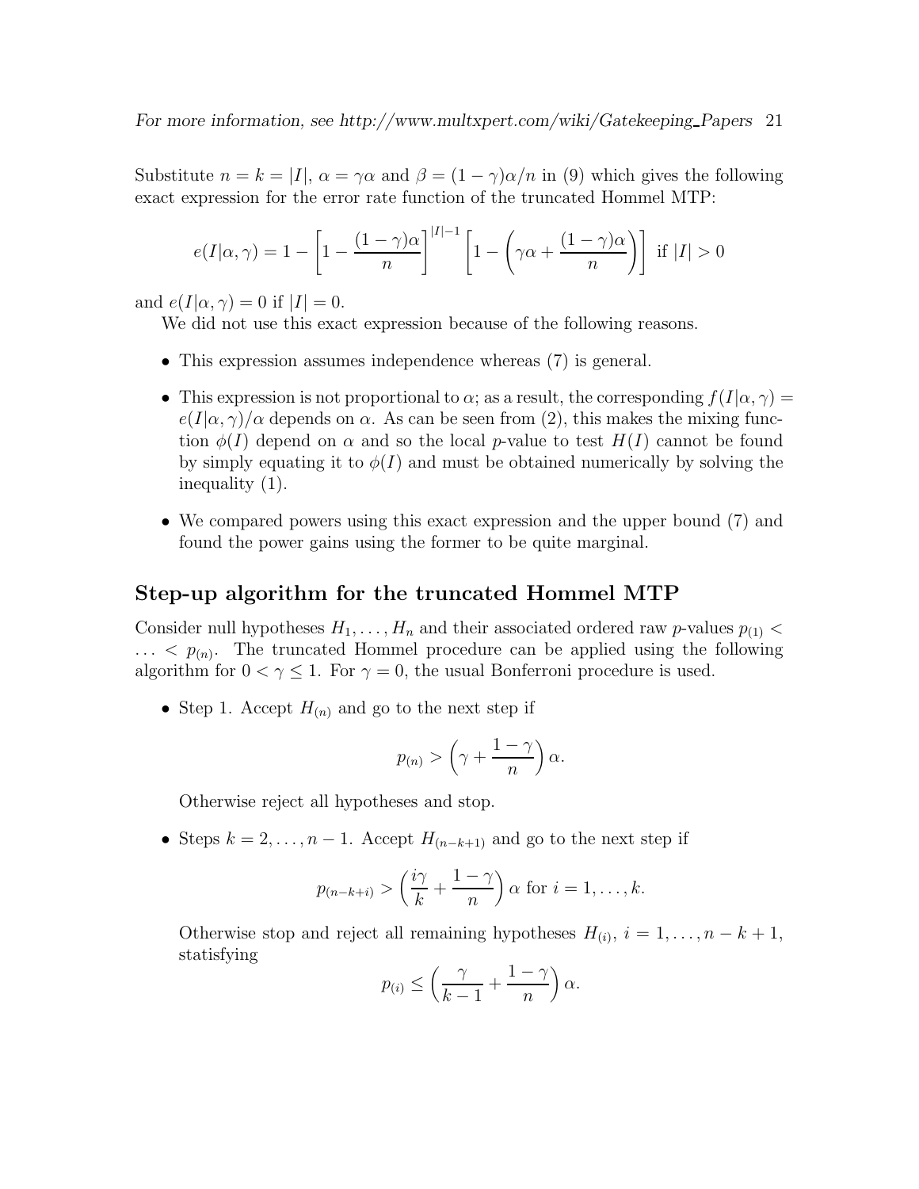Substitute $n = k = |I|$, $\alpha = \gamma\alpha$ and $\beta = (1-\gamma)\alpha/n$ in (9) which gives the following exact expression for the error rate function of the truncated Hommel MTP:

$$e(I|\alpha,\gamma) = 1 - \left[1 - \frac{(1-\gamma)\alpha}{n}\right]^{|I|-1} \left[1 - \left(\gamma\alpha + \frac{(1-\gamma)\alpha}{n}\right)\right] \text{ if } |I| > 0$$

and $e(I|\alpha,\gamma) = 0$ if $|I| = 0$.

We did not use this exact expression because of the following reasons.

- This expression assumes independence whereas (7) is general.
- This expression is not proportional to $\alpha$; as a result, the corresponding $f(I|\alpha,\gamma) = e(I|\alpha,\gamma)/\alpha$ depends on $\alpha$. As can be seen from (2), this makes the mixing function $\phi(I)$ depend on $\alpha$ and so the local $p$-value to test $H(I)$ cannot be found by simply equating it to $\phi(I)$ and must be obtained numerically by solving the inequality (1).
- We compared powers using this exact expression and the upper bound (7) and found the power gains using the former to be quite marginal.

## Step-up algorithm for the truncated Hommel MTP

Consider null hypotheses $H_1, \ldots, H_n$ and their associated ordered raw $p$-values $p_{(1)} < \ldots < p_{(n)}$. The truncated Hommel procedure can be applied using the following algorithm for $0 < \gamma \leq 1$. For $\gamma = 0$, the usual Bonferroni procedure is used.

- Step 1. Accept $H_{(n)}$ and go to the next step if

  $$p_{(n)} > \left(\gamma + \frac{1-\gamma}{n}\right)\alpha.$$

  Otherwise reject all hypotheses and stop.

- Steps $k = 2, \ldots, n-1$. Accept $H_{(n-k+1)}$ and go to the next step if

  $$p_{(n-k+i)} > \left(\frac{i\gamma}{k} + \frac{1-\gamma}{n}\right)\alpha \text{ for } i = 1, \ldots, k.$$

  Otherwise stop and reject all remaining hypotheses $H_{(i)}$, $i = 1, \ldots, n-k+1$, statisfying

  $$p_{(i)} \leq \left(\frac{\gamma}{k-1} + \frac{1-\gamma}{n}\right)\alpha.$$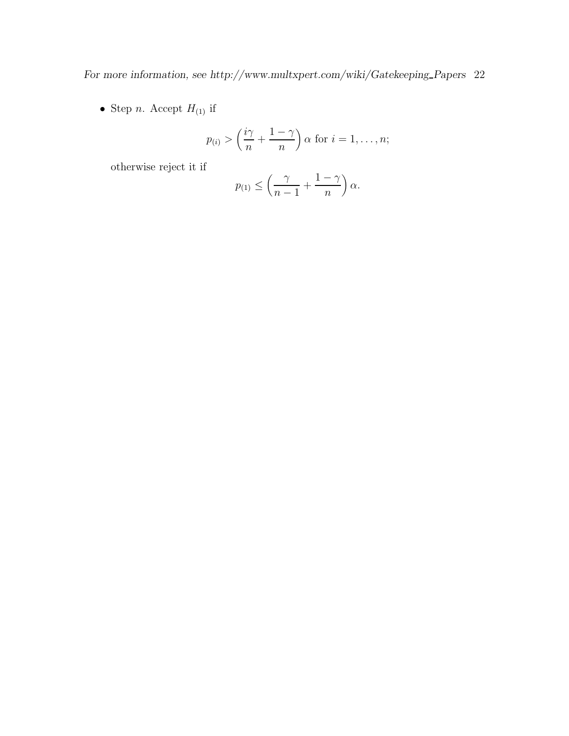- Step $n$. Accept $H_{(1)}$ if

$$p_{(i)} > \left(\frac{i\gamma}{n} + \frac{1-\gamma}{n}\right)\alpha \text{ for } i = 1, \ldots, n;$$

otherwise reject it if

$$p_{(1)} \leq \left(\frac{\gamma}{n-1} + \frac{1-\gamma}{n}\right)\alpha.$$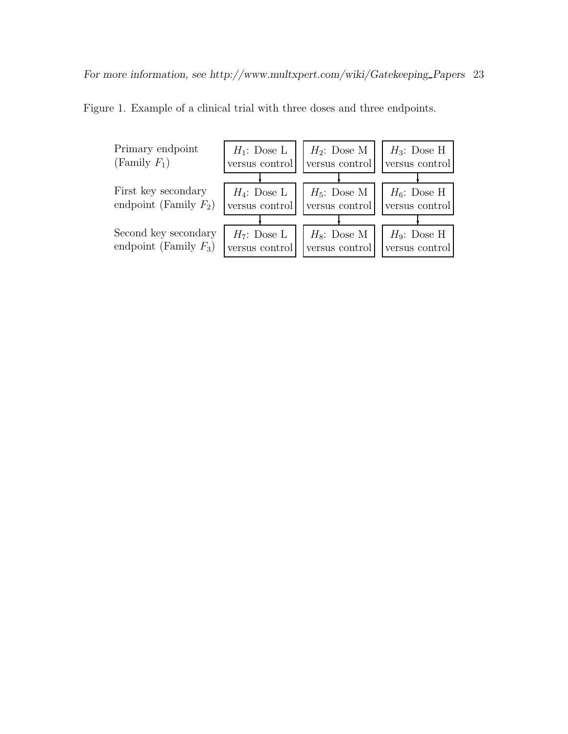Figure 1. Example of a clinical trial with three doses and three endpoints.

| | | | |
|---|---|---|---|
| Primary endpoint (Family $F_1$) | $H_1$: Dose L versus control | $H_2$: Dose M versus control | $H_3$: Dose H versus control |
| First key secondary endpoint (Family $F_2$) | $H_4$: Dose L versus control | $H_5$: Dose M versus control | $H_6$: Dose H versus control |
| Second key secondary endpoint (Family $F_3$) | $H_7$: Dose L versus control | $H_8$: Dose M versus control | $H_9$: Dose H versus control |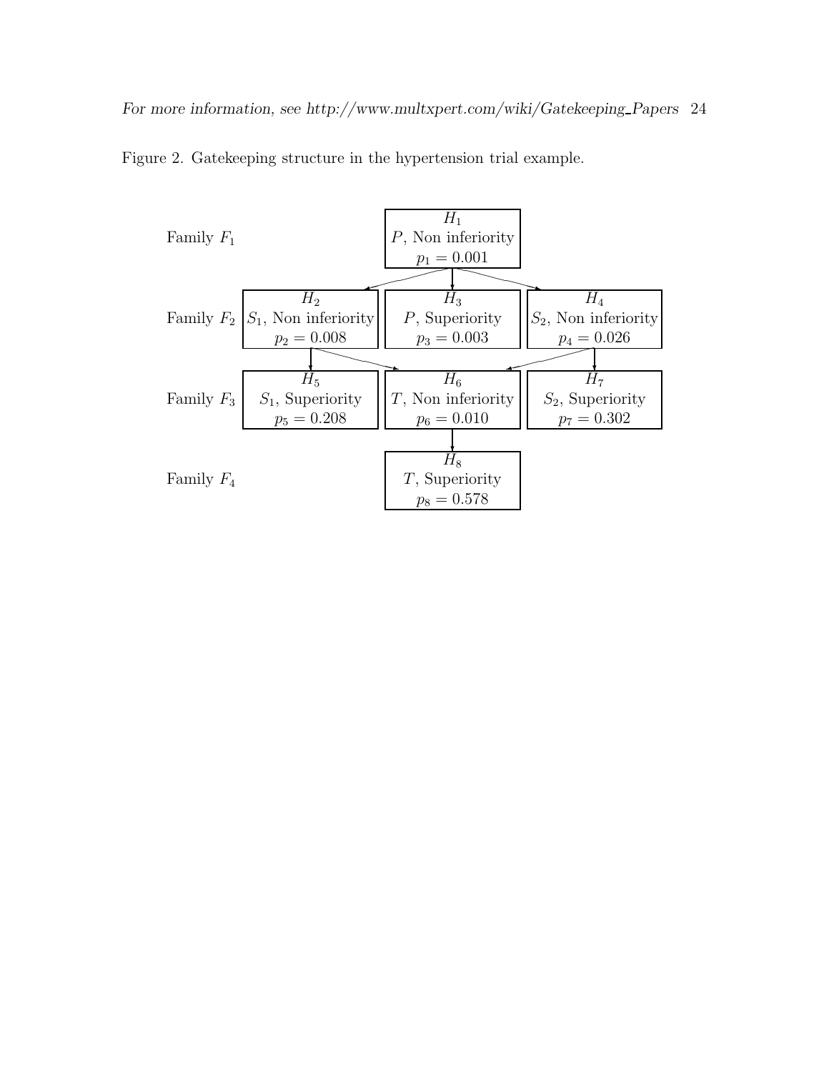Figure 2. Gatekeeping structure in the hypertension trial example.

| | | | |
|---|---|---|---|
| Family $F_1$ | | $H_1$ <br> $P$, Non inferiority <br> $p_1 = 0.001$ | |
| Family $F_2$ | $H_2$ <br> $S_1$, Non inferiority <br> $p_2 = 0.008$ | $H_3$ <br> $P$, Superiority <br> $p_3 = 0.003$ | $H_4$ <br> $S_2$, Non inferiority <br> $p_4 = 0.026$ |
| Family $F_3$ | $H_5$ <br> $S_1$, Superiority <br> $p_5 = 0.208$ | $H_6$ <br> $T$, Non inferiority <br> $p_6 = 0.010$ | $H_7$ <br> $S_2$, Superiority <br> $p_7 = 0.302$ |
| Family $F_4$ | | $H_8$ <br> $T$, Superiority <br> $p_8 = 0.578$ | |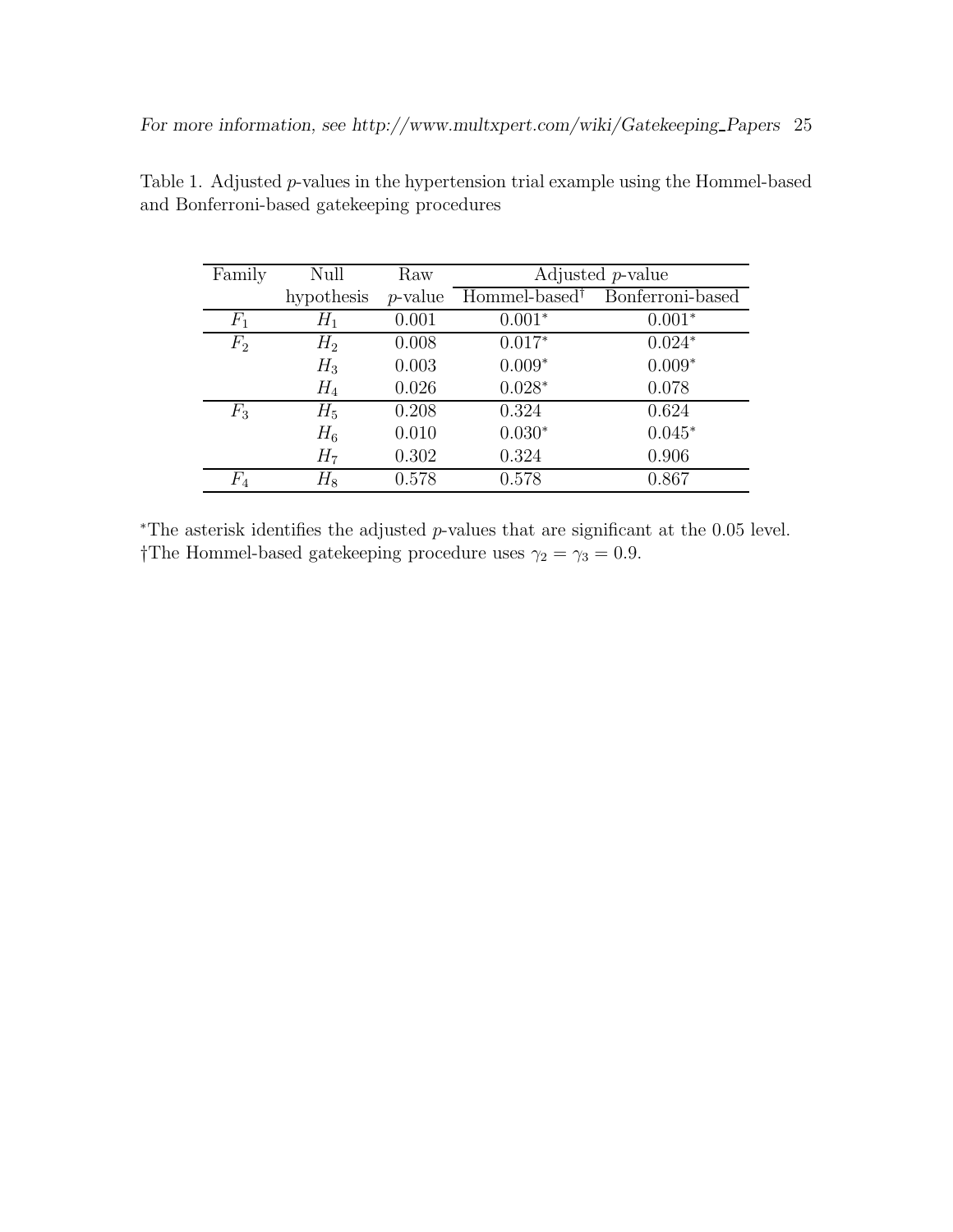Table 1. Adjusted $p$-values in the hypertension trial example using the Hommel-based and Bonferroni-based gatekeeping procedures

| Family | Null | Raw | Adjusted $p$-value | |
|---|---|---|---|---|
| | hypothesis | $p$-value | Hommel-based† | Bonferroni-based |
| $F_1$ | $H_1$ | 0.001 | 0.001* | 0.001* |
| $F_2$ | $H_2$ | 0.008 | 0.017* | 0.024* |
| | $H_3$ | 0.003 | 0.009* | 0.009* |
| | $H_4$ | 0.026 | 0.028* | 0.078 |
| $F_3$ | $H_5$ | 0.208 | 0.324 | 0.624 |
| | $H_6$ | 0.010 | 0.030* | 0.045* |
| | $H_7$ | 0.302 | 0.324 | 0.906 |
| $F_4$ | $H_8$ | 0.578 | 0.578 | 0.867 |

*The asterisk identifies the adjusted $p$-values that are significant at the 0.05 level.
†The Hommel-based gatekeeping procedure uses $\gamma_2 = \gamma_3 = 0.9$.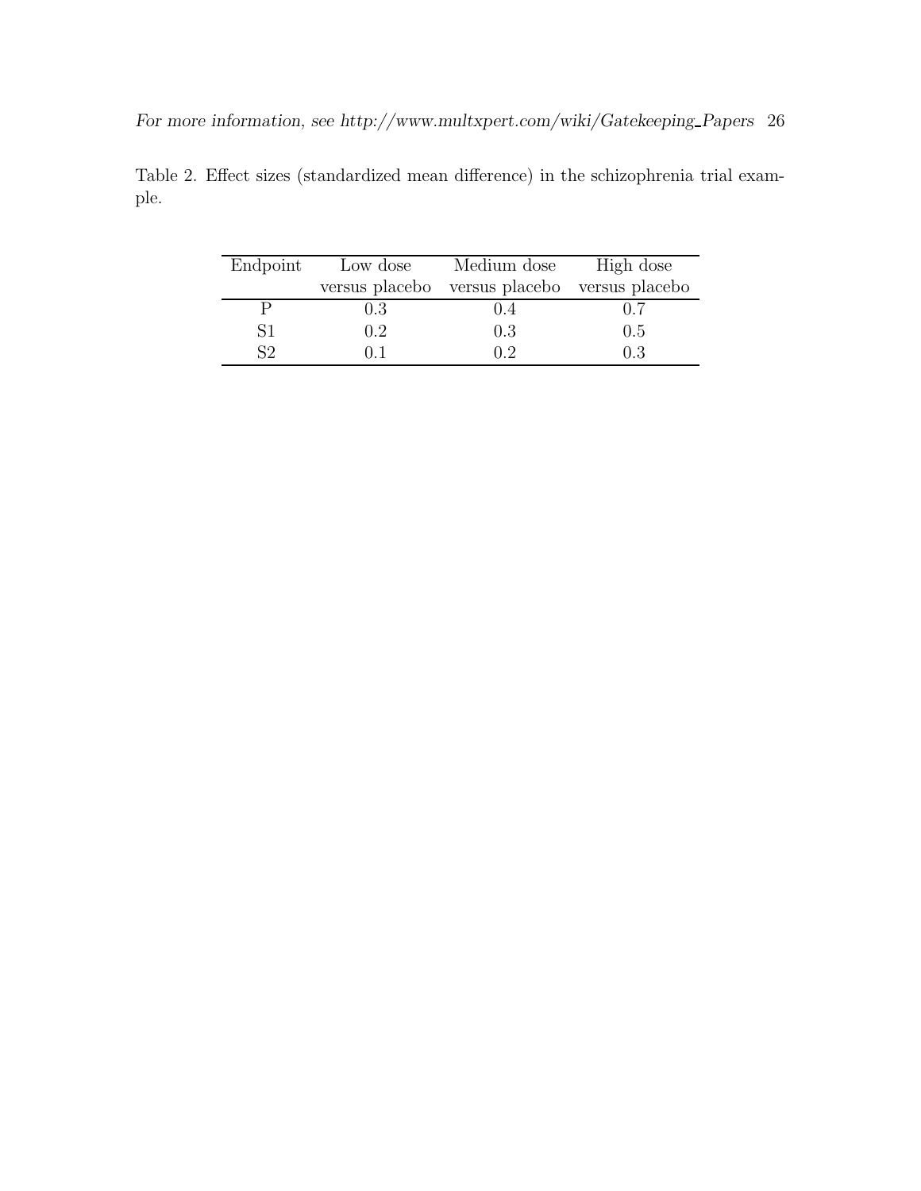Table 2. Effect sizes (standardized mean difference) in the schizophrenia trial example.

| Endpoint | Low dose versus placebo | Medium dose versus placebo | High dose versus placebo |
|---|---|---|---|
| P | 0.3 | 0.4 | 0.7 |
| S1 | 0.2 | 0.3 | 0.5 |
| S2 | 0.1 | 0.2 | 0.3 |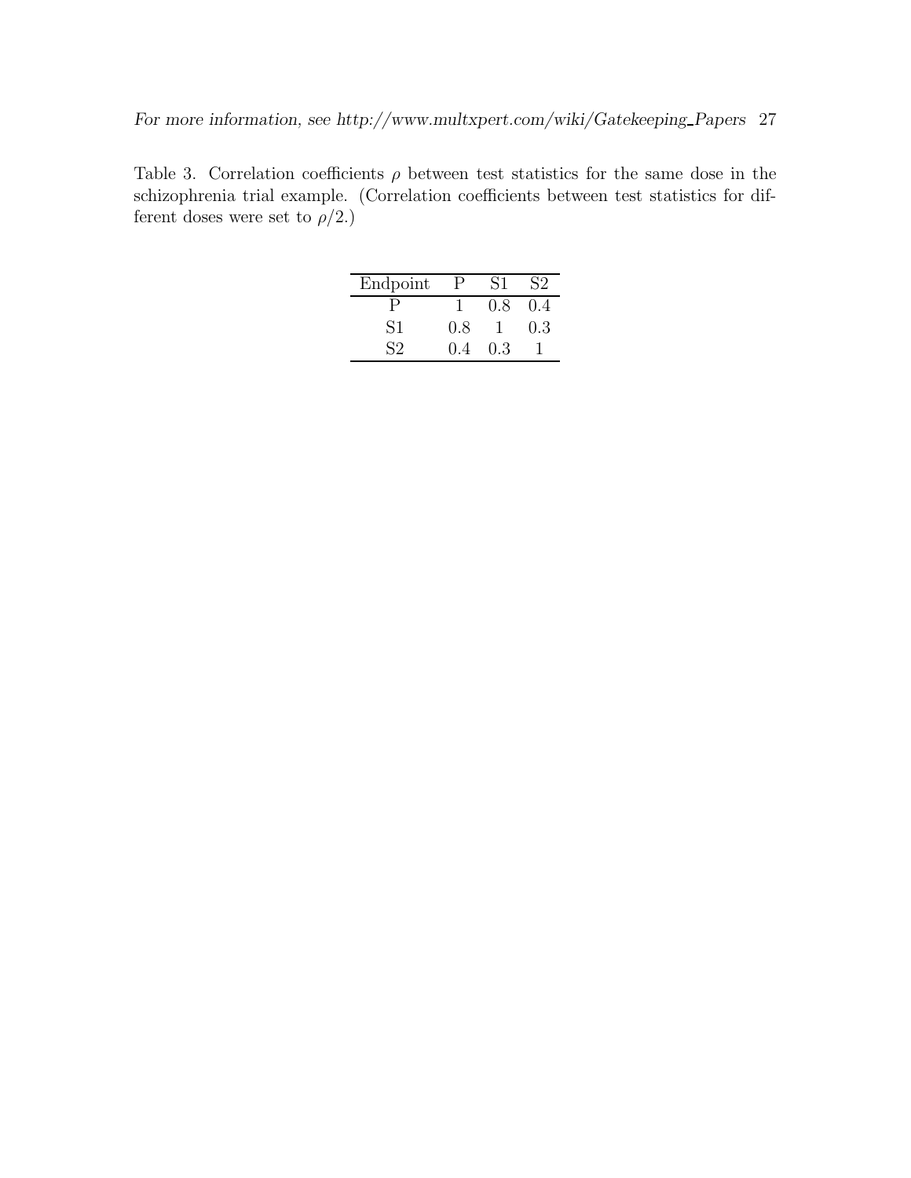Table 3. Correlation coefficients $\rho$ between test statistics for the same dose in the schizophrenia trial example. (Correlation coefficients between test statistics for different doses were set to $\rho/2$.)

| Endpoint | P | S1 | S2 |
| --- | --- | --- | --- |
| P | 1 | 0.8 | 0.4 |
| S1 | 0.8 | 1 | 0.3 |
| S2 | 0.4 | 0.3 | 1 |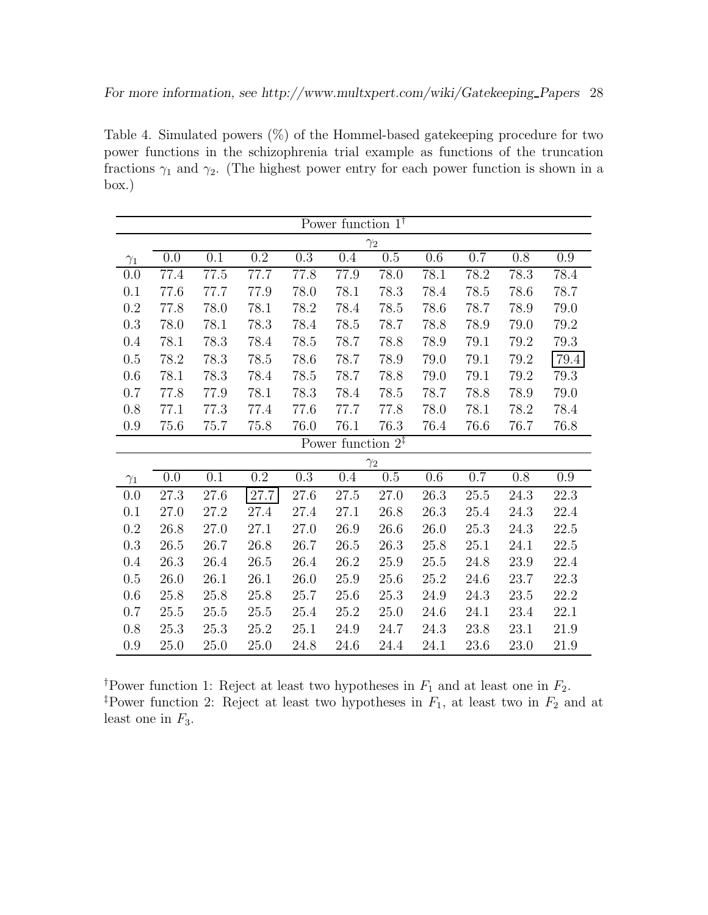Table 4. Simulated powers (%) of the Hommel-based gatekeeping procedure for two power functions in the schizophrenia trial example as functions of the truncation fractions $\gamma_1$ and $\gamma_2$. (The highest power entry for each power function is shown in a box.)

| Power function 1[†] | | | | | | | | | | |
|---|---|---|---|---|---|---|---|---|---|---|
| | $\gamma_2$ | | | | | | | | | |
| $\gamma_1$ | 0.0 | 0.1 | 0.2 | 0.3 | 0.4 | 0.5 | 0.6 | 0.7 | 0.8 | 0.9 |
| 0.0 | 77.4 | 77.5 | 77.7 | 77.8 | 77.9 | 78.0 | 78.1 | 78.2 | 78.3 | 78.4 |
| 0.1 | 77.6 | 77.7 | 77.9 | 78.0 | 78.1 | 78.3 | 78.4 | 78.5 | 78.6 | 78.7 |
| 0.2 | 77.8 | 78.0 | 78.1 | 78.2 | 78.4 | 78.5 | 78.6 | 78.7 | 78.9 | 79.0 |
| 0.3 | 78.0 | 78.1 | 78.3 | 78.4 | 78.5 | 78.7 | 78.8 | 78.9 | 79.0 | 79.2 |
| 0.4 | 78.1 | 78.3 | 78.4 | 78.5 | 78.7 | 78.8 | 78.9 | 79.1 | 79.2 | 79.3 |
| 0.5 | 78.2 | 78.3 | 78.5 | 78.6 | 78.7 | 78.9 | 79.0 | 79.1 | 79.2 | **[79.4]** |
| 0.6 | 78.1 | 78.3 | 78.4 | 78.5 | 78.7 | 78.8 | 79.0 | 79.1 | 79.2 | 79.3 |
| 0.7 | 77.8 | 77.9 | 78.1 | 78.3 | 78.4 | 78.5 | 78.7 | 78.8 | 78.9 | 79.0 |
| 0.8 | 77.1 | 77.3 | 77.4 | 77.6 | 77.7 | 77.8 | 78.0 | 78.1 | 78.2 | 78.4 |
| 0.9 | 75.6 | 75.7 | 75.8 | 76.0 | 76.1 | 76.3 | 76.4 | 76.6 | 76.7 | 76.8 |
| **Power function 2[‡]** | | | | | | | | | | |
| | $\gamma_2$ | | | | | | | | | |
| $\gamma_1$ | 0.0 | 0.1 | 0.2 | 0.3 | 0.4 | 0.5 | 0.6 | 0.7 | 0.8 | 0.9 |
| 0.0 | 27.3 | 27.6 | **[27.7]** | 27.6 | 27.5 | 27.0 | 26.3 | 25.5 | 24.3 | 22.3 |
| 0.1 | 27.0 | 27.2 | 27.4 | 27.4 | 27.1 | 26.8 | 26.3 | 25.4 | 24.3 | 22.4 |
| 0.2 | 26.8 | 27.0 | 27.1 | 27.0 | 26.9 | 26.6 | 26.0 | 25.3 | 24.3 | 22.5 |
| 0.3 | 26.5 | 26.7 | 26.8 | 26.7 | 26.5 | 26.3 | 25.8 | 25.1 | 24.1 | 22.5 |
| 0.4 | 26.3 | 26.4 | 26.5 | 26.4 | 26.2 | 25.9 | 25.5 | 24.8 | 23.9 | 22.4 |
| 0.5 | 26.0 | 26.1 | 26.1 | 26.0 | 25.9 | 25.6 | 25.2 | 24.6 | 23.7 | 22.3 |
| 0.6 | 25.8 | 25.8 | 25.8 | 25.7 | 25.6 | 25.3 | 24.9 | 24.3 | 23.5 | 22.2 |
| 0.7 | 25.5 | 25.5 | 25.5 | 25.4 | 25.2 | 25.0 | 24.6 | 24.1 | 23.4 | 22.1 |
| 0.8 | 25.3 | 25.3 | 25.2 | 25.1 | 24.9 | 24.7 | 24.3 | 23.8 | 23.1 | 21.9 |
| 0.9 | 25.0 | 25.0 | 25.0 | 24.8 | 24.6 | 24.4 | 24.1 | 23.6 | 23.0 | 21.9 |

[†]Power function 1: Reject at least two hypotheses in $F_1$ and at least one in $F_2$.
[‡]Power function 2: Reject at least two hypotheses in $F_1$, at least two in $F_2$ and at least one in $F_3$.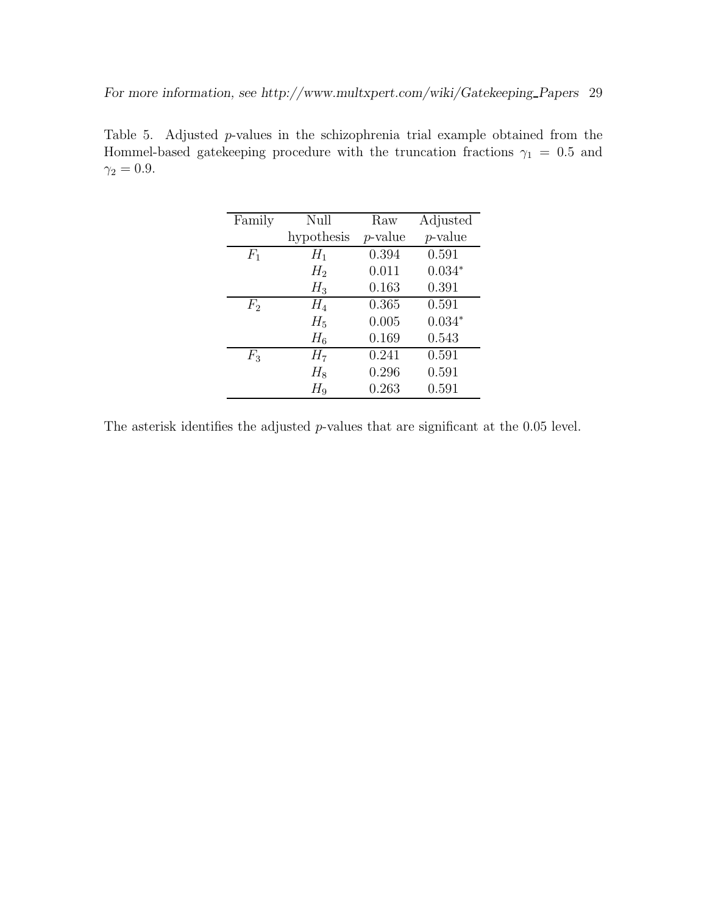Table 5. Adjusted $p$-values in the schizophrenia trial example obtained from the Hommel-based gatekeeping procedure with the truncation fractions $\gamma_1 = 0.5$ and $\gamma_2 = 0.9$.

| Family | Null hypothesis | Raw $p$-value | Adjusted $p$-value |
|---|---|---|---|
| $F_1$ | $H_1$ | 0.394 | 0.591 |
| | $H_2$ | 0.011 | $0.034^*$ |
| | $H_3$ | 0.163 | 0.391 |
| $F_2$ | $H_4$ | 0.365 | 0.591 |
| | $H_5$ | 0.005 | $0.034^*$ |
| | $H_6$ | 0.169 | 0.543 |
| $F_3$ | $H_7$ | 0.241 | 0.591 |
| | $H_8$ | 0.296 | 0.591 |
| | $H_9$ | 0.263 | 0.591 |

The asterisk identifies the adjusted $p$-values that are significant at the 0.05 level.